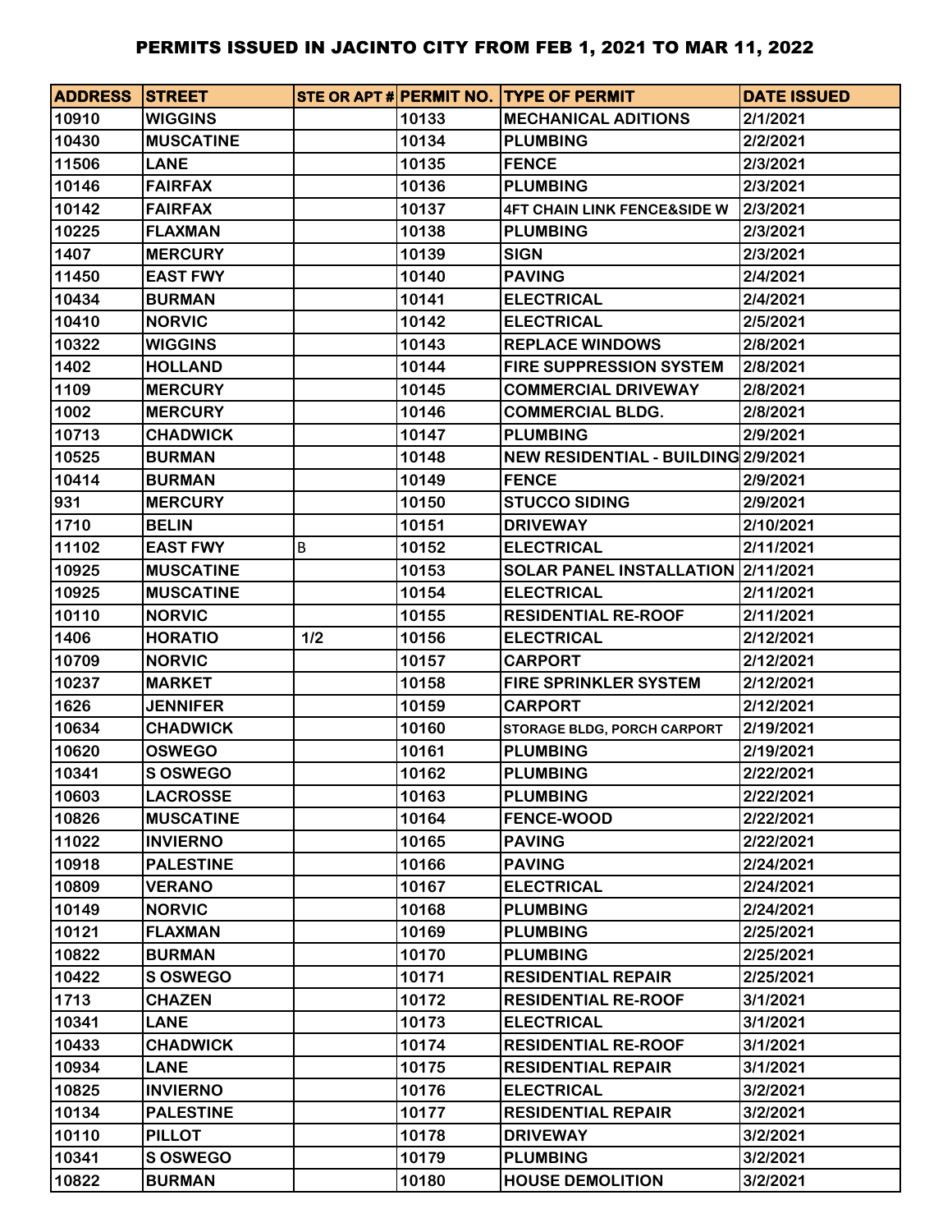# PERMITS ISSUED IN JACINTO CITY FROM FEB 1, 2021 TO MAR 11, 2022

| ADDRESS | STREET | STE OR APT # | PERMIT NO. | TYPE OF PERMIT | DATE ISSUED |
|---|---|---|---|---|---|
| 10910 | WIGGINS | | 10133 | MECHANICAL ADITIONS | 2/1/2021 |
| 10430 | MUSCATINE | | 10134 | PLUMBING | 2/2/2021 |
| 11506 | LANE | | 10135 | FENCE | 2/3/2021 |
| 10146 | FAIRFAX | | 10136 | PLUMBING | 2/3/2021 |
| 10142 | FAIRFAX | | 10137 | 4FT CHAIN LINK FENCE&SIDE W | 2/3/2021 |
| 10225 | FLAXMAN | | 10138 | PLUMBING | 2/3/2021 |
| 1407 | MERCURY | | 10139 | SIGN | 2/3/2021 |
| 11450 | EAST FWY | | 10140 | PAVING | 2/4/2021 |
| 10434 | BURMAN | | 10141 | ELECTRICAL | 2/4/2021 |
| 10410 | NORVIC | | 10142 | ELECTRICAL | 2/5/2021 |
| 10322 | WIGGINS | | 10143 | REPLACE WINDOWS | 2/8/2021 |
| 1402 | HOLLAND | | 10144 | FIRE SUPPRESSION SYSTEM | 2/8/2021 |
| 1109 | MERCURY | | 10145 | COMMERCIAL DRIVEWAY | 2/8/2021 |
| 1002 | MERCURY | | 10146 | COMMERCIAL BLDG. | 2/8/2021 |
| 10713 | CHADWICK | | 10147 | PLUMBING | 2/9/2021 |
| 10525 | BURMAN | | 10148 | NEW RESIDENTIAL - BUILDING | 2/9/2021 |
| 10414 | BURMAN | | 10149 | FENCE | 2/9/2021 |
| 931 | MERCURY | | 10150 | STUCCO SIDING | 2/9/2021 |
| 1710 | BELIN | | 10151 | DRIVEWAY | 2/10/2021 |
| 11102 | EAST FWY | B | 10152 | ELECTRICAL | 2/11/2021 |
| 10925 | MUSCATINE | | 10153 | SOLAR PANEL INSTALLATION | 2/11/2021 |
| 10925 | MUSCATINE | | 10154 | ELECTRICAL | 2/11/2021 |
| 10110 | NORVIC | | 10155 | RESIDENTIAL RE-ROOF | 2/11/2021 |
| 1406 | HORATIO | 1/2 | 10156 | ELECTRICAL | 2/12/2021 |
| 10709 | NORVIC | | 10157 | CARPORT | 2/12/2021 |
| 10237 | MARKET | | 10158 | FIRE SPRINKLER SYSTEM | 2/12/2021 |
| 1626 | JENNIFER | | 10159 | CARPORT | 2/12/2021 |
| 10634 | CHADWICK | | 10160 | STORAGE BLDG, PORCH CARPORT | 2/19/2021 |
| 10620 | OSWEGO | | 10161 | PLUMBING | 2/19/2021 |
| 10341 | S OSWEGO | | 10162 | PLUMBING | 2/22/2021 |
| 10603 | LACROSSE | | 10163 | PLUMBING | 2/22/2021 |
| 10826 | MUSCATINE | | 10164 | FENCE-WOOD | 2/22/2021 |
| 11022 | INVIERNO | | 10165 | PAVING | 2/22/2021 |
| 10918 | PALESTINE | | 10166 | PAVING | 2/24/2021 |
| 10809 | VERANO | | 10167 | ELECTRICAL | 2/24/2021 |
| 10149 | NORVIC | | 10168 | PLUMBING | 2/24/2021 |
| 10121 | FLAXMAN | | 10169 | PLUMBING | 2/25/2021 |
| 10822 | BURMAN | | 10170 | PLUMBING | 2/25/2021 |
| 10422 | S OSWEGO | | 10171 | RESIDENTIAL REPAIR | 2/25/2021 |
| 1713 | CHAZEN | | 10172 | RESIDENTIAL RE-ROOF | 3/1/2021 |
| 10341 | LANE | | 10173 | ELECTRICAL | 3/1/2021 |
| 10433 | CHADWICK | | 10174 | RESIDENTIAL RE-ROOF | 3/1/2021 |
| 10934 | LANE | | 10175 | RESIDENTIAL REPAIR | 3/1/2021 |
| 10825 | INVIERNO | | 10176 | ELECTRICAL | 3/2/2021 |
| 10134 | PALESTINE | | 10177 | RESIDENTIAL REPAIR | 3/2/2021 |
| 10110 | PILLOT | | 10178 | DRIVEWAY | 3/2/2021 |
| 10341 | S OSWEGO | | 10179 | PLUMBING | 3/2/2021 |
| 10822 | BURMAN | | 10180 | HOUSE DEMOLITION | 3/2/2021 |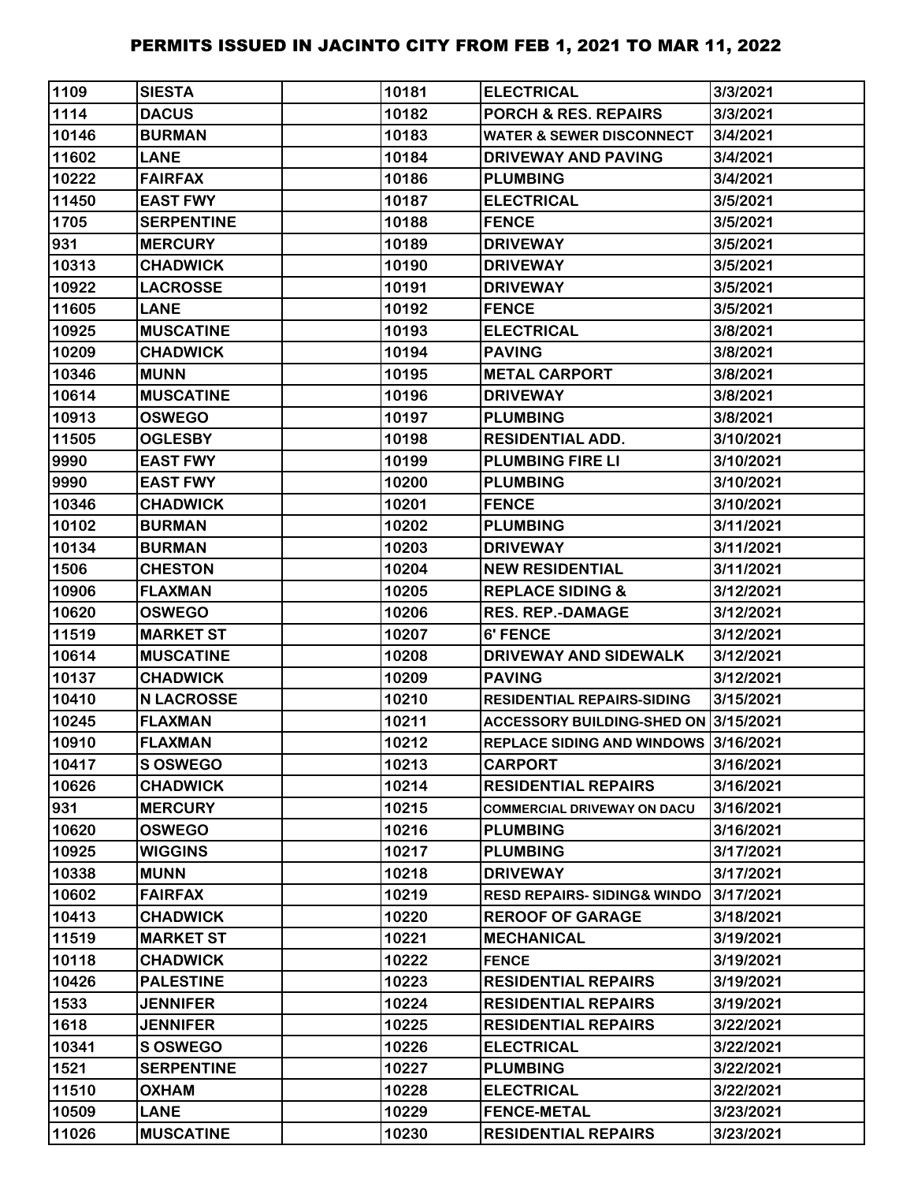# PERMITS ISSUED IN JACINTO CITY FROM FEB 1, 2021 TO MAR 11, 2022

| | | | | | |
|---|---|---|---|---|---|
| 1109 | SIESTA | | 10181 | ELECTRICAL | 3/3/2021 |
| 1114 | DACUS | | 10182 | PORCH & RES. REPAIRS | 3/3/2021 |
| 10146 | BURMAN | | 10183 | WATER & SEWER DISCONNECT | 3/4/2021 |
| 11602 | LANE | | 10184 | DRIVEWAY AND PAVING | 3/4/2021 |
| 10222 | FAIRFAX | | 10186 | PLUMBING | 3/4/2021 |
| 11450 | EAST FWY | | 10187 | ELECTRICAL | 3/5/2021 |
| 1705 | SERPENTINE | | 10188 | FENCE | 3/5/2021 |
| 931 | MERCURY | | 10189 | DRIVEWAY | 3/5/2021 |
| 10313 | CHADWICK | | 10190 | DRIVEWAY | 3/5/2021 |
| 10922 | LACROSSE | | 10191 | DRIVEWAY | 3/5/2021 |
| 11605 | LANE | | 10192 | FENCE | 3/5/2021 |
| 10925 | MUSCATINE | | 10193 | ELECTRICAL | 3/8/2021 |
| 10209 | CHADWICK | | 10194 | PAVING | 3/8/2021 |
| 10346 | MUNN | | 10195 | METAL CARPORT | 3/8/2021 |
| 10614 | MUSCATINE | | 10196 | DRIVEWAY | 3/8/2021 |
| 10913 | OSWEGO | | 10197 | PLUMBING | 3/8/2021 |
| 11505 | OGLESBY | | 10198 | RESIDENTIAL ADD. | 3/10/2021 |
| 9990 | EAST FWY | | 10199 | PLUMBING FIRE LI | 3/10/2021 |
| 9990 | EAST FWY | | 10200 | PLUMBING | 3/10/2021 |
| 10346 | CHADWICK | | 10201 | FENCE | 3/10/2021 |
| 10102 | BURMAN | | 10202 | PLUMBING | 3/11/2021 |
| 10134 | BURMAN | | 10203 | DRIVEWAY | 3/11/2021 |
| 1506 | CHESTON | | 10204 | NEW RESIDENTIAL | 3/11/2021 |
| 10906 | FLAXMAN | | 10205 | REPLACE SIDING & | 3/12/2021 |
| 10620 | OSWEGO | | 10206 | RES. REP.-DAMAGE | 3/12/2021 |
| 11519 | MARKET ST | | 10207 | 6' FENCE | 3/12/2021 |
| 10614 | MUSCATINE | | 10208 | DRIVEWAY AND SIDEWALK | 3/12/2021 |
| 10137 | CHADWICK | | 10209 | PAVING | 3/12/2021 |
| 10410 | N LACROSSE | | 10210 | RESIDENTIAL REPAIRS-SIDING | 3/15/2021 |
| 10245 | FLAXMAN | | 10211 | ACCESSORY BUILDING-SHED ON | 3/15/2021 |
| 10910 | FLAXMAN | | 10212 | REPLACE SIDING AND WINDOWS | 3/16/2021 |
| 10417 | S OSWEGO | | 10213 | CARPORT | 3/16/2021 |
| 10626 | CHADWICK | | 10214 | RESIDENTIAL REPAIRS | 3/16/2021 |
| 931 | MERCURY | | 10215 | COMMERCIAL DRIVEWAY ON DACU | 3/16/2021 |
| 10620 | OSWEGO | | 10216 | PLUMBING | 3/16/2021 |
| 10925 | WIGGINS | | 10217 | PLUMBING | 3/17/2021 |
| 10338 | MUNN | | 10218 | DRIVEWAY | 3/17/2021 |
| 10602 | FAIRFAX | | 10219 | RESD REPAIRS- SIDING& WINDO | 3/17/2021 |
| 10413 | CHADWICK | | 10220 | REROOF OF GARAGE | 3/18/2021 |
| 11519 | MARKET ST | | 10221 | MECHANICAL | 3/19/2021 |
| 10118 | CHADWICK | | 10222 | FENCE | 3/19/2021 |
| 10426 | PALESTINE | | 10223 | RESIDENTIAL REPAIRS | 3/19/2021 |
| 1533 | JENNIFER | | 10224 | RESIDENTIAL REPAIRS | 3/19/2021 |
| 1618 | JENNIFER | | 10225 | RESIDENTIAL REPAIRS | 3/22/2021 |
| 10341 | S OSWEGO | | 10226 | ELECTRICAL | 3/22/2021 |
| 1521 | SERPENTINE | | 10227 | PLUMBING | 3/22/2021 |
| 11510 | OXHAM | | 10228 | ELECTRICAL | 3/22/2021 |
| 10509 | LANE | | 10229 | FENCE-METAL | 3/23/2021 |
| 11026 | MUSCATINE | | 10230 | RESIDENTIAL REPAIRS | 3/23/2021 |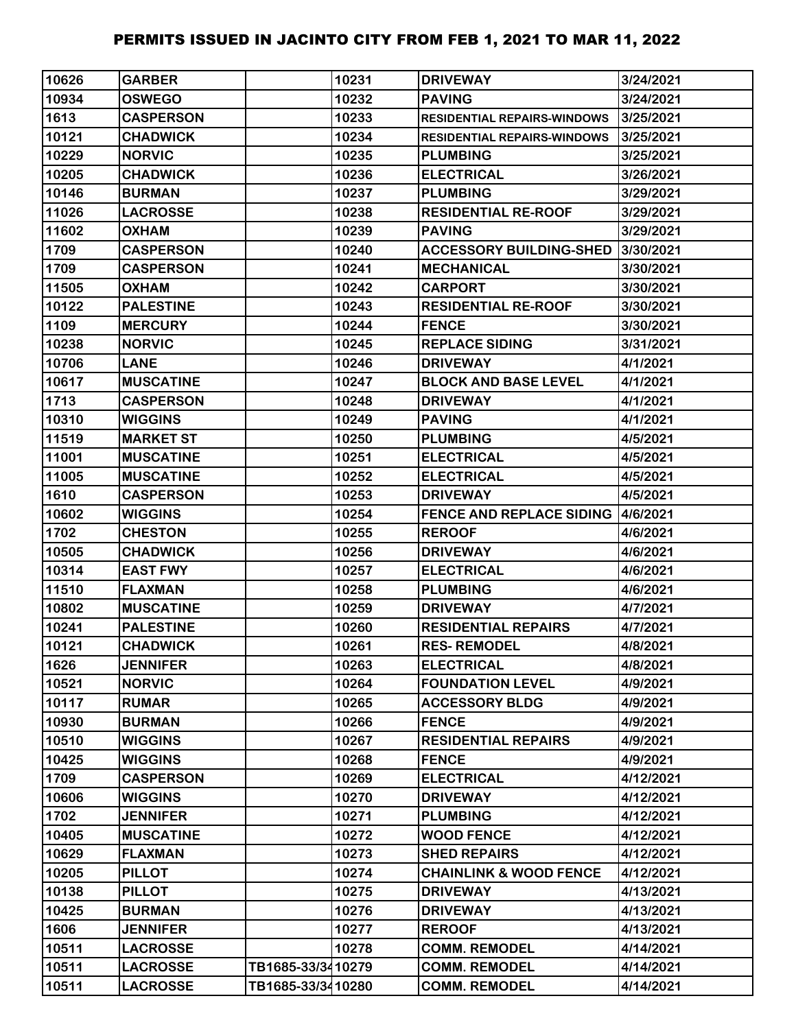# PERMITS ISSUED IN JACINTO CITY FROM FEB 1, 2021 TO MAR 11, 2022

| | | | | | |
|---|---|---|---|---|---|
| 10626 | GARBER | | 10231 | DRIVEWAY | 3/24/2021 |
| 10934 | OSWEGO | | 10232 | PAVING | 3/24/2021 |
| 1613 | CASPERSON | | 10233 | RESIDENTIAL REPAIRS-WINDOWS | 3/25/2021 |
| 10121 | CHADWICK | | 10234 | RESIDENTIAL REPAIRS-WINDOWS | 3/25/2021 |
| 10229 | NORVIC | | 10235 | PLUMBING | 3/25/2021 |
| 10205 | CHADWICK | | 10236 | ELECTRICAL | 3/26/2021 |
| 10146 | BURMAN | | 10237 | PLUMBING | 3/29/2021 |
| 11026 | LACROSSE | | 10238 | RESIDENTIAL RE-ROOF | 3/29/2021 |
| 11602 | OXHAM | | 10239 | PAVING | 3/29/2021 |
| 1709 | CASPERSON | | 10240 | ACCESSORY BUILDING-SHED | 3/30/2021 |
| 1709 | CASPERSON | | 10241 | MECHANICAL | 3/30/2021 |
| 11505 | OXHAM | | 10242 | CARPORT | 3/30/2021 |
| 10122 | PALESTINE | | 10243 | RESIDENTIAL RE-ROOF | 3/30/2021 |
| 1109 | MERCURY | | 10244 | FENCE | 3/30/2021 |
| 10238 | NORVIC | | 10245 | REPLACE SIDING | 3/31/2021 |
| 10706 | LANE | | 10246 | DRIVEWAY | 4/1/2021 |
| 10617 | MUSCATINE | | 10247 | BLOCK AND BASE LEVEL | 4/1/2021 |
| 1713 | CASPERSON | | 10248 | DRIVEWAY | 4/1/2021 |
| 10310 | WIGGINS | | 10249 | PAVING | 4/1/2021 |
| 11519 | MARKET ST | | 10250 | PLUMBING | 4/5/2021 |
| 11001 | MUSCATINE | | 10251 | ELECTRICAL | 4/5/2021 |
| 11005 | MUSCATINE | | 10252 | ELECTRICAL | 4/5/2021 |
| 1610 | CASPERSON | | 10253 | DRIVEWAY | 4/5/2021 |
| 10602 | WIGGINS | | 10254 | FENCE AND REPLACE SIDING | 4/6/2021 |
| 1702 | CHESTON | | 10255 | REROOF | 4/6/2021 |
| 10505 | CHADWICK | | 10256 | DRIVEWAY | 4/6/2021 |
| 10314 | EAST FWY | | 10257 | ELECTRICAL | 4/6/2021 |
| 11510 | FLAXMAN | | 10258 | PLUMBING | 4/6/2021 |
| 10802 | MUSCATINE | | 10259 | DRIVEWAY | 4/7/2021 |
| 10241 | PALESTINE | | 10260 | RESIDENTIAL REPAIRS | 4/7/2021 |
| 10121 | CHADWICK | | 10261 | RES- REMODEL | 4/8/2021 |
| 1626 | JENNIFER | | 10263 | ELECTRICAL | 4/8/2021 |
| 10521 | NORVIC | | 10264 | FOUNDATION LEVEL | 4/9/2021 |
| 10117 | RUMAR | | 10265 | ACCESSORY BLDG | 4/9/2021 |
| 10930 | BURMAN | | 10266 | FENCE | 4/9/2021 |
| 10510 | WIGGINS | | 10267 | RESIDENTIAL REPAIRS | 4/9/2021 |
| 10425 | WIGGINS | | 10268 | FENCE | 4/9/2021 |
| 1709 | CASPERSON | | 10269 | ELECTRICAL | 4/12/2021 |
| 10606 | WIGGINS | | 10270 | DRIVEWAY | 4/12/2021 |
| 1702 | JENNIFER | | 10271 | PLUMBING | 4/12/2021 |
| 10405 | MUSCATINE | | 10272 | WOOD FENCE | 4/12/2021 |
| 10629 | FLAXMAN | | 10273 | SHED REPAIRS | 4/12/2021 |
| 10205 | PILLOT | | 10274 | CHAINLINK & WOOD FENCE | 4/12/2021 |
| 10138 | PILLOT | | 10275 | DRIVEWAY | 4/13/2021 |
| 10425 | BURMAN | | 10276 | DRIVEWAY | 4/13/2021 |
| 1606 | JENNIFER | | 10277 | REROOF | 4/13/2021 |
| 10511 | LACROSSE | | 10278 | COMM. REMODEL | 4/14/2021 |
| 10511 | LACROSSE | TB1685-33/34 | 10279 | COMM. REMODEL | 4/14/2021 |
| 10511 | LACROSSE | TB1685-33/34 | 10280 | COMM. REMODEL | 4/14/2021 |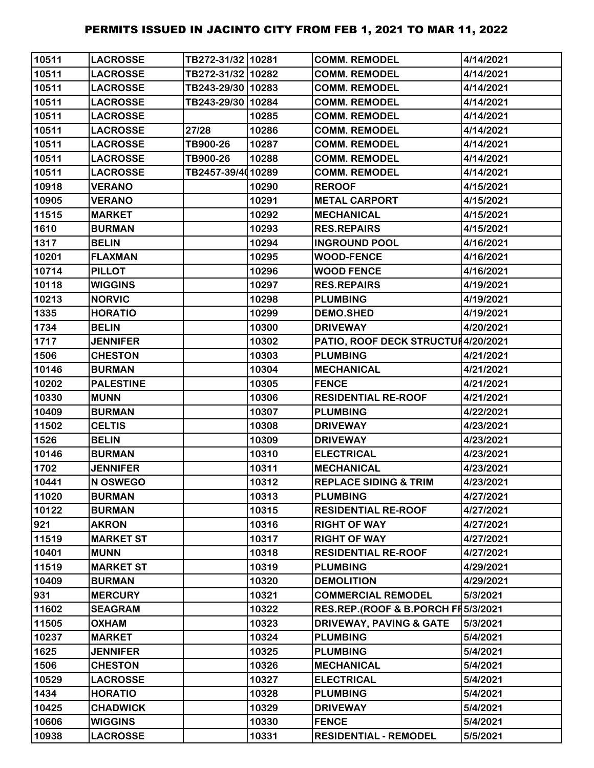# PERMITS ISSUED IN JACINTO CITY FROM FEB 1, 2021 TO MAR 11, 2022

| | | | | | |
|---|---|---|---|---|---|
| 10511 | LACROSSE | TB272-31/32 | 10281 | COMM. REMODEL | 4/14/2021 |
| 10511 | LACROSSE | TB272-31/32 | 10282 | COMM. REMODEL | 4/14/2021 |
| 10511 | LACROSSE | TB243-29/30 | 10283 | COMM. REMODEL | 4/14/2021 |
| 10511 | LACROSSE | TB243-29/30 | 10284 | COMM. REMODEL | 4/14/2021 |
| 10511 | LACROSSE | | 10285 | COMM. REMODEL | 4/14/2021 |
| 10511 | LACROSSE | 27/28 | 10286 | COMM. REMODEL | 4/14/2021 |
| 10511 | LACROSSE | TB900-26 | 10287 | COMM. REMODEL | 4/14/2021 |
| 10511 | LACROSSE | TB900-26 | 10288 | COMM. REMODEL | 4/14/2021 |
| 10511 | LACROSSE | TB2457-39/40 | 10289 | COMM. REMODEL | 4/14/2021 |
| 10918 | VERANO | | 10290 | REROOF | 4/15/2021 |
| 10905 | VERANO | | 10291 | METAL CARPORT | 4/15/2021 |
| 11515 | MARKET | | 10292 | MECHANICAL | 4/15/2021 |
| 1610 | BURMAN | | 10293 | RES.REPAIRS | 4/15/2021 |
| 1317 | BELIN | | 10294 | INGROUND POOL | 4/16/2021 |
| 10201 | FLAXMAN | | 10295 | WOOD-FENCE | 4/16/2021 |
| 10714 | PILLOT | | 10296 | WOOD FENCE | 4/16/2021 |
| 10118 | WIGGINS | | 10297 | RES.REPAIRS | 4/19/2021 |
| 10213 | NORVIC | | 10298 | PLUMBING | 4/19/2021 |
| 1335 | HORATIO | | 10299 | DEMO.SHED | 4/19/2021 |
| 1734 | BELIN | | 10300 | DRIVEWAY | 4/20/2021 |
| 1717 | JENNIFER | | 10302 | PATIO, ROOF DECK STRUCTUR | 4/20/2021 |
| 1506 | CHESTON | | 10303 | PLUMBING | 4/21/2021 |
| 10146 | BURMAN | | 10304 | MECHANICAL | 4/21/2021 |
| 10202 | PALESTINE | | 10305 | FENCE | 4/21/2021 |
| 10330 | MUNN | | 10306 | RESIDENTIAL RE-ROOF | 4/21/2021 |
| 10409 | BURMAN | | 10307 | PLUMBING | 4/22/2021 |
| 11502 | CELTIS | | 10308 | DRIVEWAY | 4/23/2021 |
| 1526 | BELIN | | 10309 | DRIVEWAY | 4/23/2021 |
| 10146 | BURMAN | | 10310 | ELECTRICAL | 4/23/2021 |
| 1702 | JENNIFER | | 10311 | MECHANICAL | 4/23/2021 |
| 10441 | N OSWEGO | | 10312 | REPLACE SIDING & TRIM | 4/23/2021 |
| 11020 | BURMAN | | 10313 | PLUMBING | 4/27/2021 |
| 10122 | BURMAN | | 10315 | RESIDENTIAL RE-ROOF | 4/27/2021 |
| 921 | AKRON | | 10316 | RIGHT OF WAY | 4/27/2021 |
| 11519 | MARKET ST | | 10317 | RIGHT OF WAY | 4/27/2021 |
| 10401 | MUNN | | 10318 | RESIDENTIAL RE-ROOF | 4/27/2021 |
| 11519 | MARKET ST | | 10319 | PLUMBING | 4/29/2021 |
| 10409 | BURMAN | | 10320 | DEMOLITION | 4/29/2021 |
| 931 | MERCURY | | 10321 | COMMERCIAL REMODEL | 5/3/2021 |
| 11602 | SEAGRAM | | 10322 | RES.REP.(ROOF & B.PORCH FR | 5/3/2021 |
| 11505 | OXHAM | | 10323 | DRIVEWAY, PAVING & GATE | 5/3/2021 |
| 10237 | MARKET | | 10324 | PLUMBING | 5/4/2021 |
| 1625 | JENNIFER | | 10325 | PLUMBING | 5/4/2021 |
| 1506 | CHESTON | | 10326 | MECHANICAL | 5/4/2021 |
| 10529 | LACROSSE | | 10327 | ELECTRICAL | 5/4/2021 |
| 1434 | HORATIO | | 10328 | PLUMBING | 5/4/2021 |
| 10425 | CHADWICK | | 10329 | DRIVEWAY | 5/4/2021 |
| 10606 | WIGGINS | | 10330 | FENCE | 5/4/2021 |
| 10938 | LACROSSE | | 10331 | RESIDENTIAL - REMODEL | 5/5/2021 |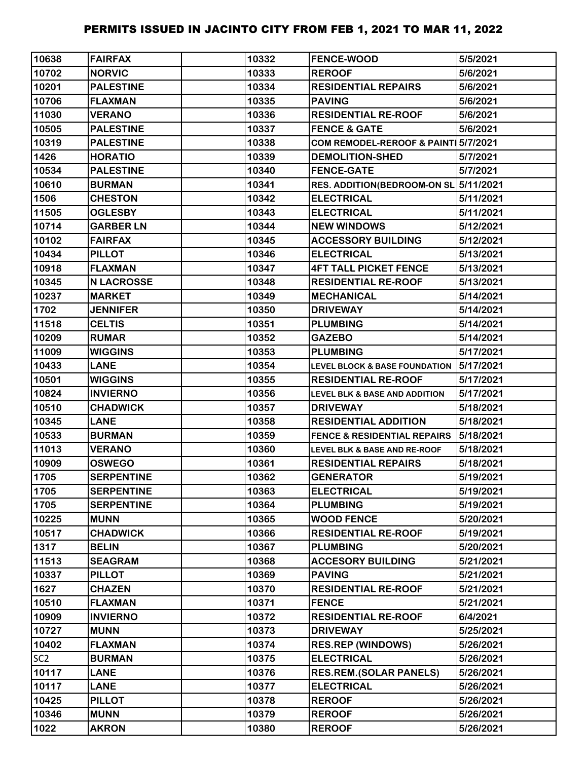| 10638 | FAIRFAX | | 10332 | FENCE-WOOD | 5/5/2021 |
|---|---|---|---|---|---|
| 10702 | NORVIC | | 10333 | REROOF | 5/6/2021 |
| 10201 | PALESTINE | | 10334 | RESIDENTIAL REPAIRS | 5/6/2021 |
| 10706 | FLAXMAN | | 10335 | PAVING | 5/6/2021 |
| 11030 | VERANO | | 10336 | RESIDENTIAL RE-ROOF | 5/6/2021 |
| 10505 | PALESTINE | | 10337 | FENCE & GATE | 5/6/2021 |
| 10319 | PALESTINE | | 10338 | COM REMODEL-REROOF & PAINTI | 5/7/2021 |
| 1426 | HORATIO | | 10339 | DEMOLITION-SHED | 5/7/2021 |
| 10534 | PALESTINE | | 10340 | FENCE-GATE | 5/7/2021 |
| 10610 | BURMAN | | 10341 | RES. ADDITION(BEDROOM-ON SL | 5/11/2021 |
| 1506 | CHESTON | | 10342 | ELECTRICAL | 5/11/2021 |
| 11505 | OGLESBY | | 10343 | ELECTRICAL | 5/11/2021 |
| 10714 | GARBER LN | | 10344 | NEW WINDOWS | 5/12/2021 |
| 10102 | FAIRFAX | | 10345 | ACCESSORY BUILDING | 5/12/2021 |
| 10434 | PILLOT | | 10346 | ELECTRICAL | 5/13/2021 |
| 10918 | FLAXMAN | | 10347 | 4FT TALL PICKET FENCE | 5/13/2021 |
| 10345 | N LACROSSE | | 10348 | RESIDENTIAL RE-ROOF | 5/13/2021 |
| 10237 | MARKET | | 10349 | MECHANICAL | 5/14/2021 |
| 1702 | JENNIFER | | 10350 | DRIVEWAY | 5/14/2021 |
| 11518 | CELTIS | | 10351 | PLUMBING | 5/14/2021 |
| 10209 | RUMAR | | 10352 | GAZEBO | 5/14/2021 |
| 11009 | WIGGINS | | 10353 | PLUMBING | 5/17/2021 |
| 10433 | LANE | | 10354 | LEVEL BLOCK & BASE FOUNDATION | 5/17/2021 |
| 10501 | WIGGINS | | 10355 | RESIDENTIAL RE-ROOF | 5/17/2021 |
| 10824 | INVIERNO | | 10356 | LEVEL BLK & BASE AND ADDITION | 5/17/2021 |
| 10510 | CHADWICK | | 10357 | DRIVEWAY | 5/18/2021 |
| 10345 | LANE | | 10358 | RESIDENTIAL ADDITION | 5/18/2021 |
| 10533 | BURMAN | | 10359 | FENCE & RESIDENTIAL REPAIRS | 5/18/2021 |
| 11013 | VERANO | | 10360 | LEVEL BLK & BASE AND RE-ROOF | 5/18/2021 |
| 10909 | OSWEGO | | 10361 | RESIDENTIAL REPAIRS | 5/18/2021 |
| 1705 | SERPENTINE | | 10362 | GENERATOR | 5/19/2021 |
| 1705 | SERPENTINE | | 10363 | ELECTRICAL | 5/19/2021 |
| 1705 | SERPENTINE | | 10364 | PLUMBING | 5/19/2021 |
| 10225 | MUNN | | 10365 | WOOD FENCE | 5/20/2021 |
| 10517 | CHADWICK | | 10366 | RESIDENTIAL RE-ROOF | 5/19/2021 |
| 1317 | BELIN | | 10367 | PLUMBING | 5/20/2021 |
| 11513 | SEAGRAM | | 10368 | ACCESORY BUILDING | 5/21/2021 |
| 10337 | PILLOT | | 10369 | PAVING | 5/21/2021 |
| 1627 | CHAZEN | | 10370 | RESIDENTIAL RE-ROOF | 5/21/2021 |
| 10510 | FLAXMAN | | 10371 | FENCE | 5/21/2021 |
| 10909 | INVIERNO | | 10372 | RESIDENTIAL RE-ROOF | 6/4/2021 |
| 10727 | MUNN | | 10373 | DRIVEWAY | 5/25/2021 |
| 10402 | FLAXMAN | | 10374 | RES.REP (WINDOWS) | 5/26/2021 |
| SC2 | BURMAN | | 10375 | ELECTRICAL | 5/26/2021 |
| 10117 | LANE | | 10376 | RES.REM.(SOLAR PANELS) | 5/26/2021 |
| 10117 | LANE | | 10377 | ELECTRICAL | 5/26/2021 |
| 10425 | PILLOT | | 10378 | REROOF | 5/26/2021 |
| 10346 | MUNN | | 10379 | REROOF | 5/26/2021 |
| 1022 | AKRON | | 10380 | REROOF | 5/26/2021 |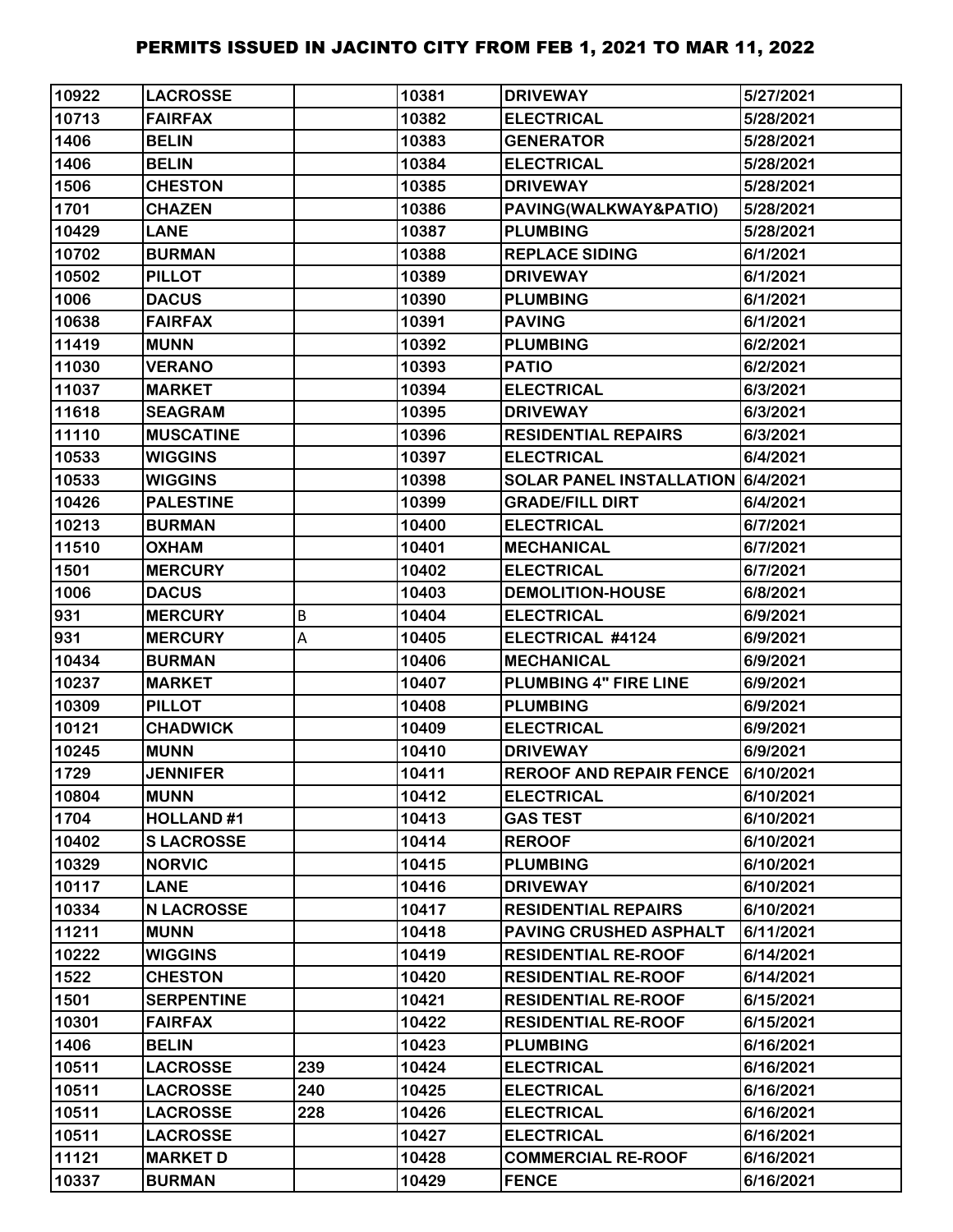# PERMITS ISSUED IN JACINTO CITY FROM FEB 1, 2021 TO MAR 11, 2022

| | | | | | |
|---|---|---|---|---|---|
| 10922 | LACROSSE | | 10381 | DRIVEWAY | 5/27/2021 |
| 10713 | FAIRFAX | | 10382 | ELECTRICAL | 5/28/2021 |
| 1406 | BELIN | | 10383 | GENERATOR | 5/28/2021 |
| 1406 | BELIN | | 10384 | ELECTRICAL | 5/28/2021 |
| 1506 | CHESTON | | 10385 | DRIVEWAY | 5/28/2021 |
| 1701 | CHAZEN | | 10386 | PAVING(WALKWAY&PATIO) | 5/28/2021 |
| 10429 | LANE | | 10387 | PLUMBING | 5/28/2021 |
| 10702 | BURMAN | | 10388 | REPLACE SIDING | 6/1/2021 |
| 10502 | PILLOT | | 10389 | DRIVEWAY | 6/1/2021 |
| 1006 | DACUS | | 10390 | PLUMBING | 6/1/2021 |
| 10638 | FAIRFAX | | 10391 | PAVING | 6/1/2021 |
| 11419 | MUNN | | 10392 | PLUMBING | 6/2/2021 |
| 11030 | VERANO | | 10393 | PATIO | 6/2/2021 |
| 11037 | MARKET | | 10394 | ELECTRICAL | 6/3/2021 |
| 11618 | SEAGRAM | | 10395 | DRIVEWAY | 6/3/2021 |
| 11110 | MUSCATINE | | 10396 | RESIDENTIAL REPAIRS | 6/3/2021 |
| 10533 | WIGGINS | | 10397 | ELECTRICAL | 6/4/2021 |
| 10533 | WIGGINS | | 10398 | SOLAR PANEL INSTALLATION | 6/4/2021 |
| 10426 | PALESTINE | | 10399 | GRADE/FILL DIRT | 6/4/2021 |
| 10213 | BURMAN | | 10400 | ELECTRICAL | 6/7/2021 |
| 11510 | OXHAM | | 10401 | MECHANICAL | 6/7/2021 |
| 1501 | MERCURY | | 10402 | ELECTRICAL | 6/7/2021 |
| 1006 | DACUS | | 10403 | DEMOLITION-HOUSE | 6/8/2021 |
| 931 | MERCURY | B | 10404 | ELECTRICAL | 6/9/2021 |
| 931 | MERCURY | A | 10405 | ELECTRICAL #4124 | 6/9/2021 |
| 10434 | BURMAN | | 10406 | MECHANICAL | 6/9/2021 |
| 10237 | MARKET | | 10407 | PLUMBING 4" FIRE LINE | 6/9/2021 |
| 10309 | PILLOT | | 10408 | PLUMBING | 6/9/2021 |
| 10121 | CHADWICK | | 10409 | ELECTRICAL | 6/9/2021 |
| 10245 | MUNN | | 10410 | DRIVEWAY | 6/9/2021 |
| 1729 | JENNIFER | | 10411 | REROOF AND REPAIR FENCE | 6/10/2021 |
| 10804 | MUNN | | 10412 | ELECTRICAL | 6/10/2021 |
| 1704 | HOLLAND #1 | | 10413 | GAS TEST | 6/10/2021 |
| 10402 | S LACROSSE | | 10414 | REROOF | 6/10/2021 |
| 10329 | NORVIC | | 10415 | PLUMBING | 6/10/2021 |
| 10117 | LANE | | 10416 | DRIVEWAY | 6/10/2021 |
| 10334 | N LACROSSE | | 10417 | RESIDENTIAL REPAIRS | 6/10/2021 |
| 11211 | MUNN | | 10418 | PAVING CRUSHED ASPHALT | 6/11/2021 |
| 10222 | WIGGINS | | 10419 | RESIDENTIAL RE-ROOF | 6/14/2021 |
| 1522 | CHESTON | | 10420 | RESIDENTIAL RE-ROOF | 6/14/2021 |
| 1501 | SERPENTINE | | 10421 | RESIDENTIAL RE-ROOF | 6/15/2021 |
| 10301 | FAIRFAX | | 10422 | RESIDENTIAL RE-ROOF | 6/15/2021 |
| 1406 | BELIN | | 10423 | PLUMBING | 6/16/2021 |
| 10511 | LACROSSE | 239 | 10424 | ELECTRICAL | 6/16/2021 |
| 10511 | LACROSSE | 240 | 10425 | ELECTRICAL | 6/16/2021 |
| 10511 | LACROSSE | 228 | 10426 | ELECTRICAL | 6/16/2021 |
| 10511 | LACROSSE | | 10427 | ELECTRICAL | 6/16/2021 |
| 11121 | MARKET D | | 10428 | COMMERCIAL RE-ROOF | 6/16/2021 |
| 10337 | BURMAN | | 10429 | FENCE | 6/16/2021 |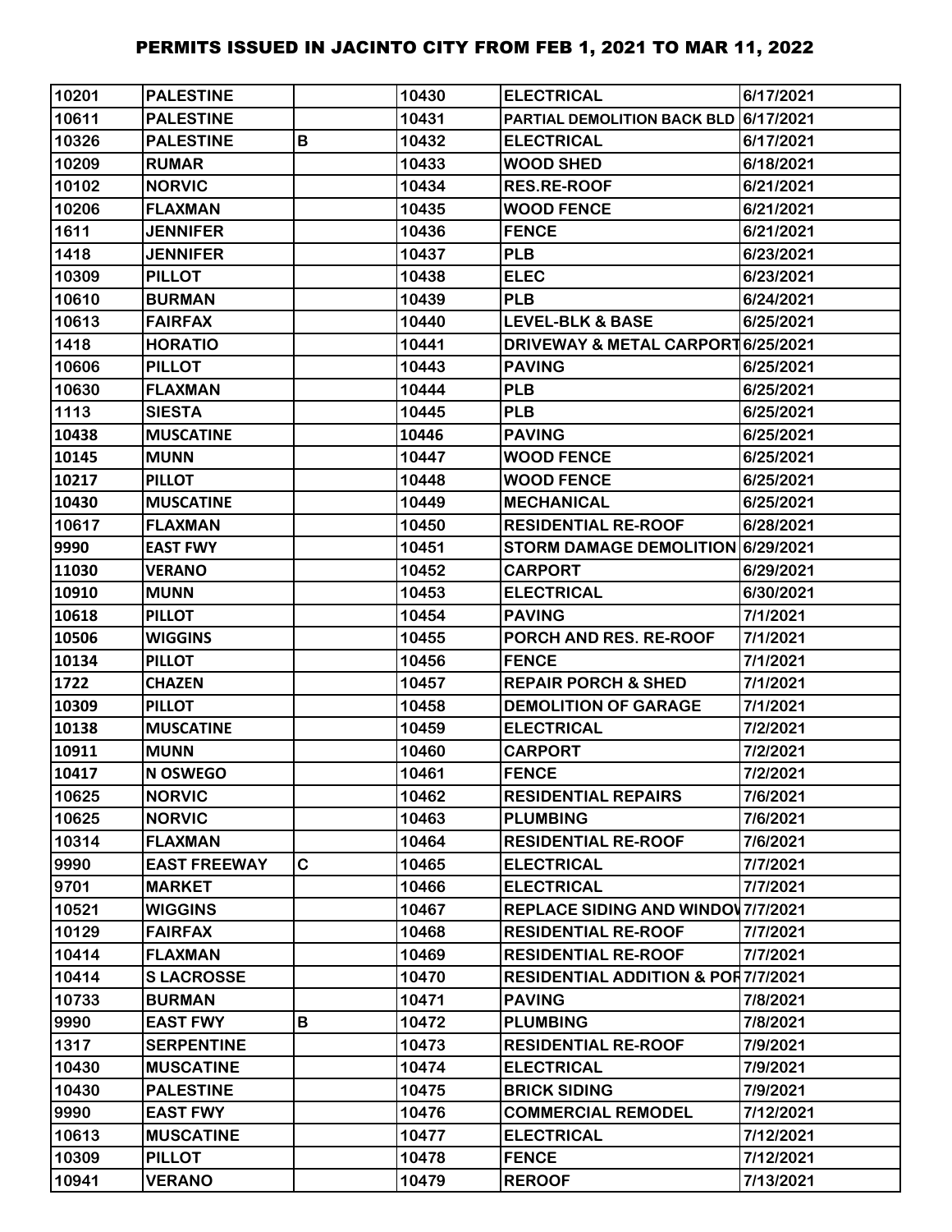# PERMITS ISSUED IN JACINTO CITY FROM FEB 1, 2021 TO MAR 11, 2022

| | | | | | |
|---|---|---|---|---|---|
| 10201 | PALESTINE | | 10430 | ELECTRICAL | 6/17/2021 |
| 10611 | PALESTINE | | 10431 | PARTIAL DEMOLITION BACK BLD | 6/17/2021 |
| 10326 | PALESTINE | B | 10432 | ELECTRICAL | 6/17/2021 |
| 10209 | RUMAR | | 10433 | WOOD SHED | 6/18/2021 |
| 10102 | NORVIC | | 10434 | RES.RE-ROOF | 6/21/2021 |
| 10206 | FLAXMAN | | 10435 | WOOD FENCE | 6/21/2021 |
| 1611 | JENNIFER | | 10436 | FENCE | 6/21/2021 |
| 1418 | JENNIFER | | 10437 | PLB | 6/23/2021 |
| 10309 | PILLOT | | 10438 | ELEC | 6/23/2021 |
| 10610 | BURMAN | | 10439 | PLB | 6/24/2021 |
| 10613 | FAIRFAX | | 10440 | LEVEL-BLK & BASE | 6/25/2021 |
| 1418 | HORATIO | | 10441 | DRIVEWAY & METAL CARPORT | 6/25/2021 |
| 10606 | PILLOT | | 10443 | PAVING | 6/25/2021 |
| 10630 | FLAXMAN | | 10444 | PLB | 6/25/2021 |
| 1113 | SIESTA | | 10445 | PLB | 6/25/2021 |
| 10438 | MUSCATINE | | 10446 | PAVING | 6/25/2021 |
| 10145 | MUNN | | 10447 | WOOD FENCE | 6/25/2021 |
| 10217 | PILLOT | | 10448 | WOOD FENCE | 6/25/2021 |
| 10430 | MUSCATINE | | 10449 | MECHANICAL | 6/25/2021 |
| 10617 | FLAXMAN | | 10450 | RESIDENTIAL RE-ROOF | 6/28/2021 |
| 9990 | EAST FWY | | 10451 | STORM DAMAGE DEMOLITION | 6/29/2021 |
| 11030 | VERANO | | 10452 | CARPORT | 6/29/2021 |
| 10910 | MUNN | | 10453 | ELECTRICAL | 6/30/2021 |
| 10618 | PILLOT | | 10454 | PAVING | 7/1/2021 |
| 10506 | WIGGINS | | 10455 | PORCH AND RES. RE-ROOF | 7/1/2021 |
| 10134 | PILLOT | | 10456 | FENCE | 7/1/2021 |
| 1722 | CHAZEN | | 10457 | REPAIR PORCH & SHED | 7/1/2021 |
| 10309 | PILLOT | | 10458 | DEMOLITION OF GARAGE | 7/1/2021 |
| 10138 | MUSCATINE | | 10459 | ELECTRICAL | 7/2/2021 |
| 10911 | MUNN | | 10460 | CARPORT | 7/2/2021 |
| 10417 | N OSWEGO | | 10461 | FENCE | 7/2/2021 |
| 10625 | NORVIC | | 10462 | RESIDENTIAL REPAIRS | 7/6/2021 |
| 10625 | NORVIC | | 10463 | PLUMBING | 7/6/2021 |
| 10314 | FLAXMAN | | 10464 | RESIDENTIAL RE-ROOF | 7/6/2021 |
| 9990 | EAST FREEWAY | C | 10465 | ELECTRICAL | 7/7/2021 |
| 9701 | MARKET | | 10466 | ELECTRICAL | 7/7/2021 |
| 10521 | WIGGINS | | 10467 | REPLACE SIDING AND WINDOW | 7/7/2021 |
| 10129 | FAIRFAX | | 10468 | RESIDENTIAL RE-ROOF | 7/7/2021 |
| 10414 | FLAXMAN | | 10469 | RESIDENTIAL RE-ROOF | 7/7/2021 |
| 10414 | S LACROSSE | | 10470 | RESIDENTIAL ADDITION & POR | 7/7/2021 |
| 10733 | BURMAN | | 10471 | PAVING | 7/8/2021 |
| 9990 | EAST FWY | B | 10472 | PLUMBING | 7/8/2021 |
| 1317 | SERPENTINE | | 10473 | RESIDENTIAL RE-ROOF | 7/9/2021 |
| 10430 | MUSCATINE | | 10474 | ELECTRICAL | 7/9/2021 |
| 10430 | PALESTINE | | 10475 | BRICK SIDING | 7/9/2021 |
| 9990 | EAST FWY | | 10476 | COMMERCIAL REMODEL | 7/12/2021 |
| 10613 | MUSCATINE | | 10477 | ELECTRICAL | 7/12/2021 |
| 10309 | PILLOT | | 10478 | FENCE | 7/12/2021 |
| 10941 | VERANO | | 10479 | REROOF | 7/13/2021 |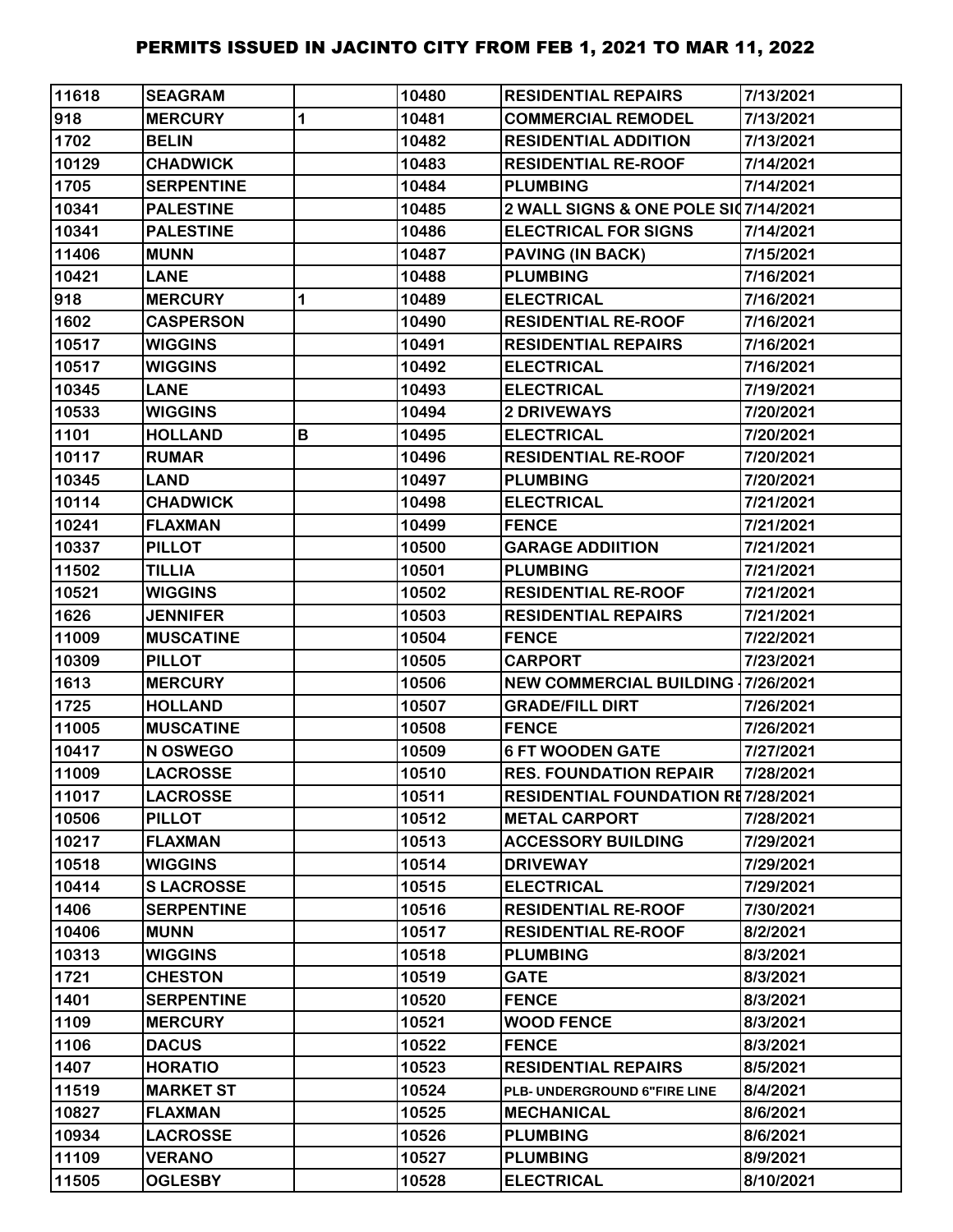# PERMITS ISSUED IN JACINTO CITY FROM FEB 1, 2021 TO MAR 11, 2022

| | | | | | |
|---|---|---|---|---|---|
| 11618 | SEAGRAM | | 10480 | RESIDENTIAL REPAIRS | 7/13/2021 |
| 918 | MERCURY | 1 | 10481 | COMMERCIAL REMODEL | 7/13/2021 |
| 1702 | BELIN | | 10482 | RESIDENTIAL ADDITION | 7/13/2021 |
| 10129 | CHADWICK | | 10483 | RESIDENTIAL RE-ROOF | 7/14/2021 |
| 1705 | SERPENTINE | | 10484 | PLUMBING | 7/14/2021 |
| 10341 | PALESTINE | | 10485 | 2 WALL SIGNS & ONE POLE SIG | 7/14/2021 |
| 10341 | PALESTINE | | 10486 | ELECTRICAL FOR SIGNS | 7/14/2021 |
| 11406 | MUNN | | 10487 | PAVING (IN BACK) | 7/15/2021 |
| 10421 | LANE | | 10488 | PLUMBING | 7/16/2021 |
| 918 | MERCURY | 1 | 10489 | ELECTRICAL | 7/16/2021 |
| 1602 | CASPERSON | | 10490 | RESIDENTIAL RE-ROOF | 7/16/2021 |
| 10517 | WIGGINS | | 10491 | RESIDENTIAL REPAIRS | 7/16/2021 |
| 10517 | WIGGINS | | 10492 | ELECTRICAL | 7/16/2021 |
| 10345 | LANE | | 10493 | ELECTRICAL | 7/19/2021 |
| 10533 | WIGGINS | | 10494 | 2 DRIVEWAYS | 7/20/2021 |
| 1101 | HOLLAND | B | 10495 | ELECTRICAL | 7/20/2021 |
| 10117 | RUMAR | | 10496 | RESIDENTIAL RE-ROOF | 7/20/2021 |
| 10345 | LAND | | 10497 | PLUMBING | 7/20/2021 |
| 10114 | CHADWICK | | 10498 | ELECTRICAL | 7/21/2021 |
| 10241 | FLAXMAN | | 10499 | FENCE | 7/21/2021 |
| 10337 | PILLOT | | 10500 | GARAGE ADDIITION | 7/21/2021 |
| 11502 | TILLIA | | 10501 | PLUMBING | 7/21/2021 |
| 10521 | WIGGINS | | 10502 | RESIDENTIAL RE-ROOF | 7/21/2021 |
| 1626 | JENNIFER | | 10503 | RESIDENTIAL REPAIRS | 7/21/2021 |
| 11009 | MUSCATINE | | 10504 | FENCE | 7/22/2021 |
| 10309 | PILLOT | | 10505 | CARPORT | 7/23/2021 |
| 1613 | MERCURY | | 10506 | NEW COMMERCIAL BUILDING - | 7/26/2021 |
| 1725 | HOLLAND | | 10507 | GRADE/FILL DIRT | 7/26/2021 |
| 11005 | MUSCATINE | | 10508 | FENCE | 7/26/2021 |
| 10417 | N OSWEGO | | 10509 | 6 FT WOODEN GATE | 7/27/2021 |
| 11009 | LACROSSE | | 10510 | RES. FOUNDATION REPAIR | 7/28/2021 |
| 11017 | LACROSSE | | 10511 | RESIDENTIAL FOUNDATION RE | 7/28/2021 |
| 10506 | PILLOT | | 10512 | METAL CARPORT | 7/28/2021 |
| 10217 | FLAXMAN | | 10513 | ACCESSORY BUILDING | 7/29/2021 |
| 10518 | WIGGINS | | 10514 | DRIVEWAY | 7/29/2021 |
| 10414 | S LACROSSE | | 10515 | ELECTRICAL | 7/29/2021 |
| 1406 | SERPENTINE | | 10516 | RESIDENTIAL RE-ROOF | 7/30/2021 |
| 10406 | MUNN | | 10517 | RESIDENTIAL RE-ROOF | 8/2/2021 |
| 10313 | WIGGINS | | 10518 | PLUMBING | 8/3/2021 |
| 1721 | CHESTON | | 10519 | GATE | 8/3/2021 |
| 1401 | SERPENTINE | | 10520 | FENCE | 8/3/2021 |
| 1109 | MERCURY | | 10521 | WOOD FENCE | 8/3/2021 |
| 1106 | DACUS | | 10522 | FENCE | 8/3/2021 |
| 1407 | HORATIO | | 10523 | RESIDENTIAL REPAIRS | 8/5/2021 |
| 11519 | MARKET ST | | 10524 | PLB- UNDERGROUND 6"FIRE LINE | 8/4/2021 |
| 10827 | FLAXMAN | | 10525 | MECHANICAL | 8/6/2021 |
| 10934 | LACROSSE | | 10526 | PLUMBING | 8/6/2021 |
| 11109 | VERANO | | 10527 | PLUMBING | 8/9/2021 |
| 11505 | OGLESBY | | 10528 | ELECTRICAL | 8/10/2021 |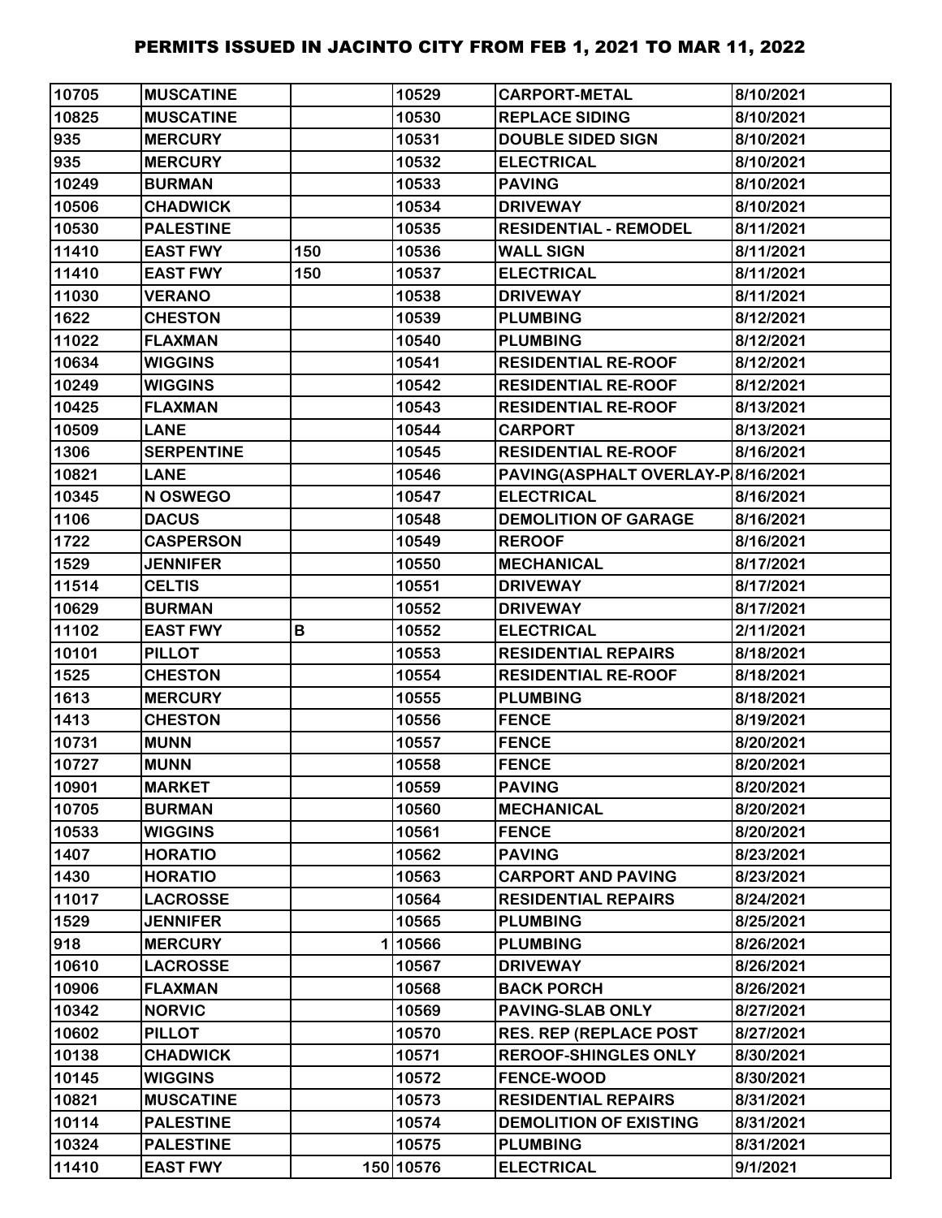# PERMITS ISSUED IN JACINTO CITY FROM FEB 1, 2021 TO MAR 11, 2022

| | | | | | |
|---|---|---|---|---|---|
| 10705 | MUSCATINE | | 10529 | CARPORT-METAL | 8/10/2021 |
| 10825 | MUSCATINE | | 10530 | REPLACE SIDING | 8/10/2021 |
| 935 | MERCURY | | 10531 | DOUBLE SIDED SIGN | 8/10/2021 |
| 935 | MERCURY | | 10532 | ELECTRICAL | 8/10/2021 |
| 10249 | BURMAN | | 10533 | PAVING | 8/10/2021 |
| 10506 | CHADWICK | | 10534 | DRIVEWAY | 8/10/2021 |
| 10530 | PALESTINE | | 10535 | RESIDENTIAL - REMODEL | 8/11/2021 |
| 11410 | EAST FWY | 150 | 10536 | WALL SIGN | 8/11/2021 |
| 11410 | EAST FWY | 150 | 10537 | ELECTRICAL | 8/11/2021 |
| 11030 | VERANO | | 10538 | DRIVEWAY | 8/11/2021 |
| 1622 | CHESTON | | 10539 | PLUMBING | 8/12/2021 |
| 11022 | FLAXMAN | | 10540 | PLUMBING | 8/12/2021 |
| 10634 | WIGGINS | | 10541 | RESIDENTIAL RE-ROOF | 8/12/2021 |
| 10249 | WIGGINS | | 10542 | RESIDENTIAL RE-ROOF | 8/12/2021 |
| 10425 | FLAXMAN | | 10543 | RESIDENTIAL RE-ROOF | 8/13/2021 |
| 10509 | LANE | | 10544 | CARPORT | 8/13/2021 |
| 1306 | SERPENTINE | | 10545 | RESIDENTIAL RE-ROOF | 8/16/2021 |
| 10821 | LANE | | 10546 | PAVING(ASPHALT OVERLAY-P | 8/16/2021 |
| 10345 | N OSWEGO | | 10547 | ELECTRICAL | 8/16/2021 |
| 1106 | DACUS | | 10548 | DEMOLITION OF GARAGE | 8/16/2021 |
| 1722 | CASPERSON | | 10549 | REROOF | 8/16/2021 |
| 1529 | JENNIFER | | 10550 | MECHANICAL | 8/17/2021 |
| 11514 | CELTIS | | 10551 | DRIVEWAY | 8/17/2021 |
| 10629 | BURMAN | | 10552 | DRIVEWAY | 8/17/2021 |
| 11102 | EAST FWY | B | 10552 | ELECTRICAL | 2/11/2021 |
| 10101 | PILLOT | | 10553 | RESIDENTIAL REPAIRS | 8/18/2021 |
| 1525 | CHESTON | | 10554 | RESIDENTIAL RE-ROOF | 8/18/2021 |
| 1613 | MERCURY | | 10555 | PLUMBING | 8/18/2021 |
| 1413 | CHESTON | | 10556 | FENCE | 8/19/2021 |
| 10731 | MUNN | | 10557 | FENCE | 8/20/2021 |
| 10727 | MUNN | | 10558 | FENCE | 8/20/2021 |
| 10901 | MARKET | | 10559 | PAVING | 8/20/2021 |
| 10705 | BURMAN | | 10560 | MECHANICAL | 8/20/2021 |
| 10533 | WIGGINS | | 10561 | FENCE | 8/20/2021 |
| 1407 | HORATIO | | 10562 | PAVING | 8/23/2021 |
| 1430 | HORATIO | | 10563 | CARPORT AND PAVING | 8/23/2021 |
| 11017 | LACROSSE | | 10564 | RESIDENTIAL REPAIRS | 8/24/2021 |
| 1529 | JENNIFER | | 10565 | PLUMBING | 8/25/2021 |
| 918 | MERCURY | 1 | 10566 | PLUMBING | 8/26/2021 |
| 10610 | LACROSSE | | 10567 | DRIVEWAY | 8/26/2021 |
| 10906 | FLAXMAN | | 10568 | BACK PORCH | 8/26/2021 |
| 10342 | NORVIC | | 10569 | PAVING-SLAB ONLY | 8/27/2021 |
| 10602 | PILLOT | | 10570 | RES. REP (REPLACE POST | 8/27/2021 |
| 10138 | CHADWICK | | 10571 | REROOF-SHINGLES ONLY | 8/30/2021 |
| 10145 | WIGGINS | | 10572 | FENCE-WOOD | 8/30/2021 |
| 10821 | MUSCATINE | | 10573 | RESIDENTIAL REPAIRS | 8/31/2021 |
| 10114 | PALESTINE | | 10574 | DEMOLITION OF EXISTING | 8/31/2021 |
| 10324 | PALESTINE | | 10575 | PLUMBING | 8/31/2021 |
| 11410 | EAST FWY | 150 | 10576 | ELECTRICAL | 9/1/2021 |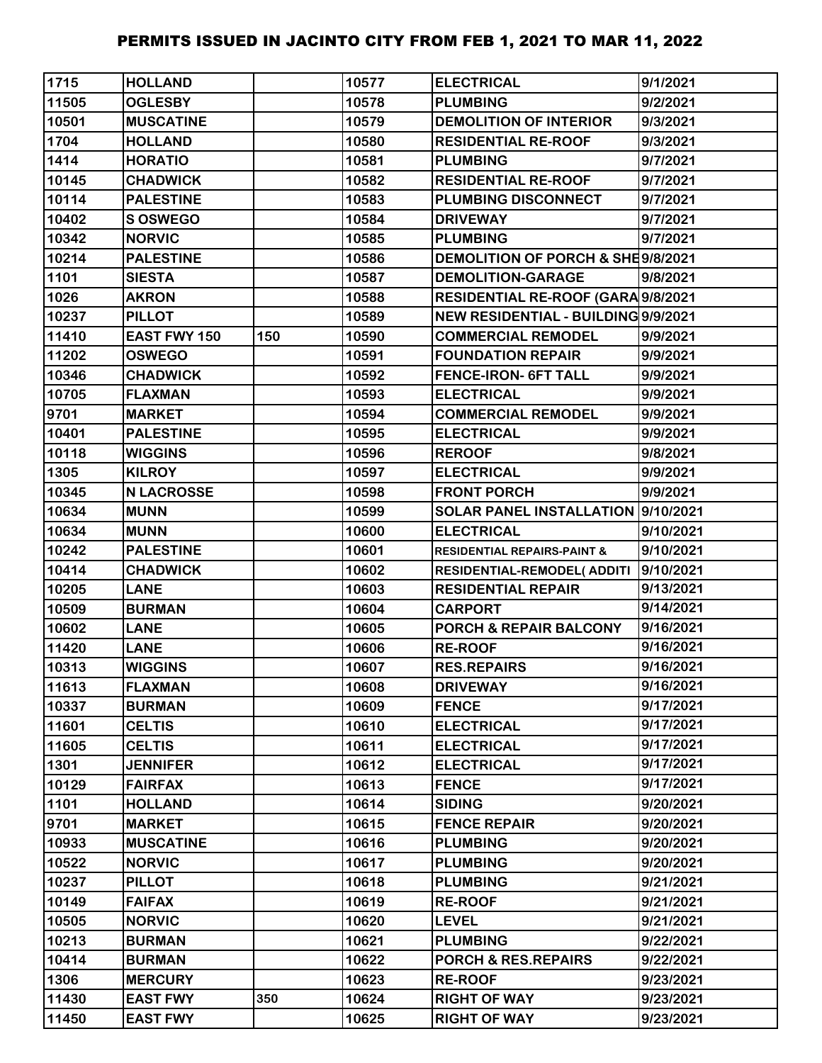# PERMITS ISSUED IN JACINTO CITY FROM FEB 1, 2021 TO MAR 11, 2022

| | | | | | |
|---|---|---|---|---|---|
| 1715 | HOLLAND | | 10577 | ELECTRICAL | 9/1/2021 |
| 11505 | OGLESBY | | 10578 | PLUMBING | 9/2/2021 |
| 10501 | MUSCATINE | | 10579 | DEMOLITION OF INTERIOR | 9/3/2021 |
| 1704 | HOLLAND | | 10580 | RESIDENTIAL RE-ROOF | 9/3/2021 |
| 1414 | HORATIO | | 10581 | PLUMBING | 9/7/2021 |
| 10145 | CHADWICK | | 10582 | RESIDENTIAL RE-ROOF | 9/7/2021 |
| 10114 | PALESTINE | | 10583 | PLUMBING DISCONNECT | 9/7/2021 |
| 10402 | S OSWEGO | | 10584 | DRIVEWAY | 9/7/2021 |
| 10342 | NORVIC | | 10585 | PLUMBING | 9/7/2021 |
| 10214 | PALESTINE | | 10586 | DEMOLITION OF PORCH & SHE | 9/8/2021 |
| 1101 | SIESTA | | 10587 | DEMOLITION-GARAGE | 9/8/2021 |
| 1026 | AKRON | | 10588 | RESIDENTIAL RE-ROOF (GARA | 9/8/2021 |
| 10237 | PILLOT | | 10589 | NEW RESIDENTIAL - BUILDING | 9/9/2021 |
| 11410 | EAST FWY 150 | 150 | 10590 | COMMERCIAL REMODEL | 9/9/2021 |
| 11202 | OSWEGO | | 10591 | FOUNDATION REPAIR | 9/9/2021 |
| 10346 | CHADWICK | | 10592 | FENCE-IRON- 6FT TALL | 9/9/2021 |
| 10705 | FLAXMAN | | 10593 | ELECTRICAL | 9/9/2021 |
| 9701 | MARKET | | 10594 | COMMERCIAL REMODEL | 9/9/2021 |
| 10401 | PALESTINE | | 10595 | ELECTRICAL | 9/9/2021 |
| 10118 | WIGGINS | | 10596 | REROOF | 9/8/2021 |
| 1305 | KILROY | | 10597 | ELECTRICAL | 9/9/2021 |
| 10345 | N LACROSSE | | 10598 | FRONT PORCH | 9/9/2021 |
| 10634 | MUNN | | 10599 | SOLAR PANEL INSTALLATION | 9/10/2021 |
| 10634 | MUNN | | 10600 | ELECTRICAL | 9/10/2021 |
| 10242 | PALESTINE | | 10601 | RESIDENTIAL REPAIRS-PAINT & | 9/10/2021 |
| 10414 | CHADWICK | | 10602 | RESIDENTIAL-REMODEL( ADDITI | 9/10/2021 |
| 10205 | LANE | | 10603 | RESIDENTIAL REPAIR | 9/13/2021 |
| 10509 | BURMAN | | 10604 | CARPORT | 9/14/2021 |
| 10602 | LANE | | 10605 | PORCH & REPAIR BALCONY | 9/16/2021 |
| 11420 | LANE | | 10606 | RE-ROOF | 9/16/2021 |
| 10313 | WIGGINS | | 10607 | RES.REPAIRS | 9/16/2021 |
| 11613 | FLAXMAN | | 10608 | DRIVEWAY | 9/16/2021 |
| 10337 | BURMAN | | 10609 | FENCE | 9/17/2021 |
| 11601 | CELTIS | | 10610 | ELECTRICAL | 9/17/2021 |
| 11605 | CELTIS | | 10611 | ELECTRICAL | 9/17/2021 |
| 1301 | JENNIFER | | 10612 | ELECTRICAL | 9/17/2021 |
| 10129 | FAIRFAX | | 10613 | FENCE | 9/17/2021 |
| 1101 | HOLLAND | | 10614 | SIDING | 9/20/2021 |
| 9701 | MARKET | | 10615 | FENCE REPAIR | 9/20/2021 |
| 10933 | MUSCATINE | | 10616 | PLUMBING | 9/20/2021 |
| 10522 | NORVIC | | 10617 | PLUMBING | 9/20/2021 |
| 10237 | PILLOT | | 10618 | PLUMBING | 9/21/2021 |
| 10149 | FAIFAX | | 10619 | RE-ROOF | 9/21/2021 |
| 10505 | NORVIC | | 10620 | LEVEL | 9/21/2021 |
| 10213 | BURMAN | | 10621 | PLUMBING | 9/22/2021 |
| 10414 | BURMAN | | 10622 | PORCH & RES.REPAIRS | 9/22/2021 |
| 1306 | MERCURY | | 10623 | RE-ROOF | 9/23/2021 |
| 11430 | EAST FWY | 350 | 10624 | RIGHT OF WAY | 9/23/2021 |
| 11450 | EAST FWY | | 10625 | RIGHT OF WAY | 9/23/2021 |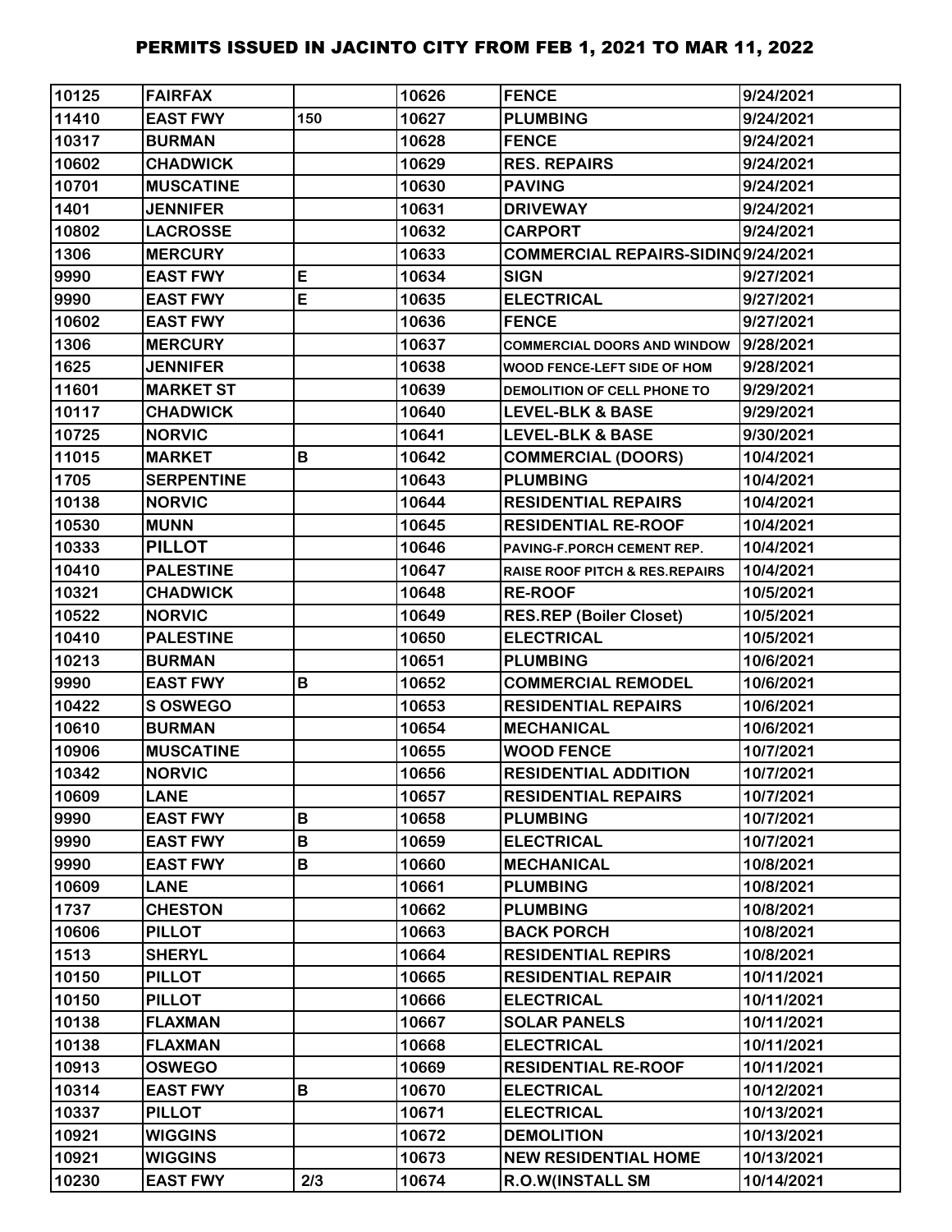# PERMITS ISSUED IN JACINTO CITY FROM FEB 1, 2021 TO MAR 11, 2022

| | | | | | |
|---|---|---|---|---|---|
| 10125 | FAIRFAX | | 10626 | FENCE | 9/24/2021 |
| 11410 | EAST FWY | 150 | 10627 | PLUMBING | 9/24/2021 |
| 10317 | BURMAN | | 10628 | FENCE | 9/24/2021 |
| 10602 | CHADWICK | | 10629 | RES. REPAIRS | 9/24/2021 |
| 10701 | MUSCATINE | | 10630 | PAVING | 9/24/2021 |
| 1401 | JENNIFER | | 10631 | DRIVEWAY | 9/24/2021 |
| 10802 | LACROSSE | | 10632 | CARPORT | 9/24/2021 |
| 1306 | MERCURY | | 10633 | COMMERCIAL REPAIRS-SIDING | 9/24/2021 |
| 9990 | EAST FWY | E | 10634 | SIGN | 9/27/2021 |
| 9990 | EAST FWY | E | 10635 | ELECTRICAL | 9/27/2021 |
| 10602 | EAST FWY | | 10636 | FENCE | 9/27/2021 |
| 1306 | MERCURY | | 10637 | COMMERCIAL DOORS AND WINDOW | 9/28/2021 |
| 1625 | JENNIFER | | 10638 | WOOD FENCE-LEFT SIDE OF HOM | 9/28/2021 |
| 11601 | MARKET ST | | 10639 | DEMOLITION OF CELL PHONE TO | 9/29/2021 |
| 10117 | CHADWICK | | 10640 | LEVEL-BLK & BASE | 9/29/2021 |
| 10725 | NORVIC | | 10641 | LEVEL-BLK & BASE | 9/30/2021 |
| 11015 | MARKET | B | 10642 | COMMERCIAL (DOORS) | 10/4/2021 |
| 1705 | SERPENTINE | | 10643 | PLUMBING | 10/4/2021 |
| 10138 | NORVIC | | 10644 | RESIDENTIAL REPAIRS | 10/4/2021 |
| 10530 | MUNN | | 10645 | RESIDENTIAL RE-ROOF | 10/4/2021 |
| 10333 | PILLOT | | 10646 | PAVING-F.PORCH CEMENT REP. | 10/4/2021 |
| 10410 | PALESTINE | | 10647 | RAISE ROOF PITCH & RES.REPAIRS | 10/4/2021 |
| 10321 | CHADWICK | | 10648 | RE-ROOF | 10/5/2021 |
| 10522 | NORVIC | | 10649 | RES.REP (Boiler Closet) | 10/5/2021 |
| 10410 | PALESTINE | | 10650 | ELECTRICAL | 10/5/2021 |
| 10213 | BURMAN | | 10651 | PLUMBING | 10/6/2021 |
| 9990 | EAST FWY | B | 10652 | COMMERCIAL REMODEL | 10/6/2021 |
| 10422 | S OSWEGO | | 10653 | RESIDENTIAL REPAIRS | 10/6/2021 |
| 10610 | BURMAN | | 10654 | MECHANICAL | 10/6/2021 |
| 10906 | MUSCATINE | | 10655 | WOOD FENCE | 10/7/2021 |
| 10342 | NORVIC | | 10656 | RESIDENTIAL ADDITION | 10/7/2021 |
| 10609 | LANE | | 10657 | RESIDENTIAL REPAIRS | 10/7/2021 |
| 9990 | EAST FWY | B | 10658 | PLUMBING | 10/7/2021 |
| 9990 | EAST FWY | B | 10659 | ELECTRICAL | 10/7/2021 |
| 9990 | EAST FWY | B | 10660 | MECHANICAL | 10/8/2021 |
| 10609 | LANE | | 10661 | PLUMBING | 10/8/2021 |
| 1737 | CHESTON | | 10662 | PLUMBING | 10/8/2021 |
| 10606 | PILLOT | | 10663 | BACK PORCH | 10/8/2021 |
| 1513 | SHERYL | | 10664 | RESIDENTIAL REPIRS | 10/8/2021 |
| 10150 | PILLOT | | 10665 | RESIDENTIAL REPAIR | 10/11/2021 |
| 10150 | PILLOT | | 10666 | ELECTRICAL | 10/11/2021 |
| 10138 | FLAXMAN | | 10667 | SOLAR PANELS | 10/11/2021 |
| 10138 | FLAXMAN | | 10668 | ELECTRICAL | 10/11/2021 |
| 10913 | OSWEGO | | 10669 | RESIDENTIAL RE-ROOF | 10/11/2021 |
| 10314 | EAST FWY | B | 10670 | ELECTRICAL | 10/12/2021 |
| 10337 | PILLOT | | 10671 | ELECTRICAL | 10/13/2021 |
| 10921 | WIGGINS | | 10672 | DEMOLITION | 10/13/2021 |
| 10921 | WIGGINS | | 10673 | NEW RESIDENTIAL HOME | 10/13/2021 |
| 10230 | EAST FWY | 2/3 | 10674 | R.O.W(INSTALL SM | 10/14/2021 |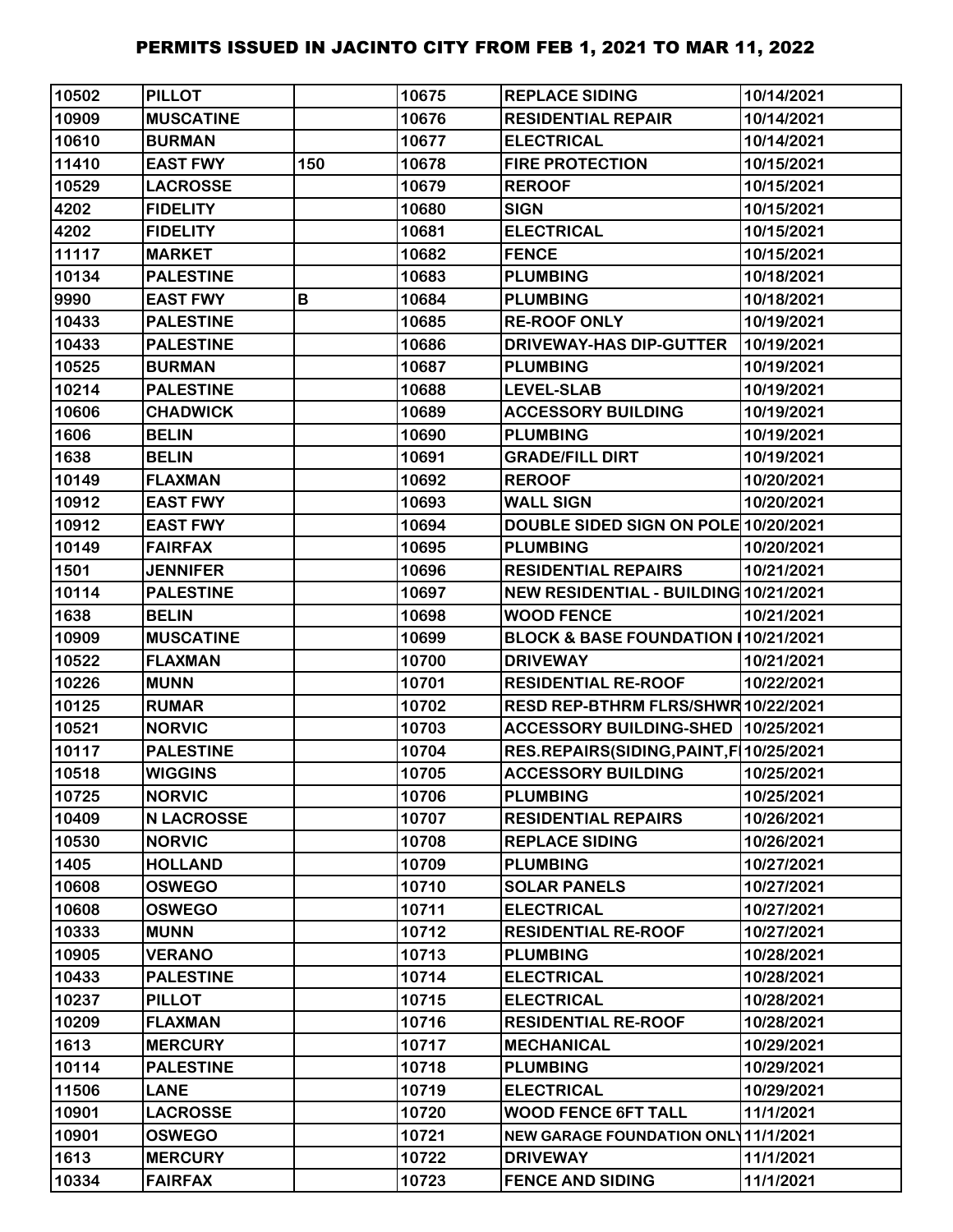# PERMITS ISSUED IN JACINTO CITY FROM FEB 1, 2021 TO MAR 11, 2022

| | | | | | |
|---|---|---|---|---|---|
| 10502 | PILLOT | | 10675 | REPLACE SIDING | 10/14/2021 |
| 10909 | MUSCATINE | | 10676 | RESIDENTIAL REPAIR | 10/14/2021 |
| 10610 | BURMAN | | 10677 | ELECTRICAL | 10/14/2021 |
| 11410 | EAST FWY | 150 | 10678 | FIRE PROTECTION | 10/15/2021 |
| 10529 | LACROSSE | | 10679 | REROOF | 10/15/2021 |
| 4202 | FIDELITY | | 10680 | SIGN | 10/15/2021 |
| 4202 | FIDELITY | | 10681 | ELECTRICAL | 10/15/2021 |
| 11117 | MARKET | | 10682 | FENCE | 10/15/2021 |
| 10134 | PALESTINE | | 10683 | PLUMBING | 10/18/2021 |
| 9990 | EAST FWY | B | 10684 | PLUMBING | 10/18/2021 |
| 10433 | PALESTINE | | 10685 | RE-ROOF ONLY | 10/19/2021 |
| 10433 | PALESTINE | | 10686 | DRIVEWAY-HAS DIP-GUTTER | 10/19/2021 |
| 10525 | BURMAN | | 10687 | PLUMBING | 10/19/2021 |
| 10214 | PALESTINE | | 10688 | LEVEL-SLAB | 10/19/2021 |
| 10606 | CHADWICK | | 10689 | ACCESSORY BUILDING | 10/19/2021 |
| 1606 | BELIN | | 10690 | PLUMBING | 10/19/2021 |
| 1638 | BELIN | | 10691 | GRADE/FILL DIRT | 10/19/2021 |
| 10149 | FLAXMAN | | 10692 | REROOF | 10/20/2021 |
| 10912 | EAST FWY | | 10693 | WALL SIGN | 10/20/2021 |
| 10912 | EAST FWY | | 10694 | DOUBLE SIDED SIGN ON POLE | 10/20/2021 |
| 10149 | FAIRFAX | | 10695 | PLUMBING | 10/20/2021 |
| 1501 | JENNIFER | | 10696 | RESIDENTIAL REPAIRS | 10/21/2021 |
| 10114 | PALESTINE | | 10697 | NEW RESIDENTIAL - BUILDING | 10/21/2021 |
| 1638 | BELIN | | 10698 | WOOD FENCE | 10/21/2021 |
| 10909 | MUSCATINE | | 10699 | BLOCK & BASE FOUNDATION I | 10/21/2021 |
| 10522 | FLAXMAN | | 10700 | DRIVEWAY | 10/21/2021 |
| 10226 | MUNN | | 10701 | RESIDENTIAL RE-ROOF | 10/22/2021 |
| 10125 | RUMAR | | 10702 | RESD REP-BTHRM FLRS/SHWR | 10/22/2021 |
| 10521 | NORVIC | | 10703 | ACCESSORY BUILDING-SHED | 10/25/2021 |
| 10117 | PALESTINE | | 10704 | RES.REPAIRS(SIDING,PAINT,F | 10/25/2021 |
| 10518 | WIGGINS | | 10705 | ACCESSORY BUILDING | 10/25/2021 |
| 10725 | NORVIC | | 10706 | PLUMBING | 10/25/2021 |
| 10409 | N LACROSSE | | 10707 | RESIDENTIAL REPAIRS | 10/26/2021 |
| 10530 | NORVIC | | 10708 | REPLACE SIDING | 10/26/2021 |
| 1405 | HOLLAND | | 10709 | PLUMBING | 10/27/2021 |
| 10608 | OSWEGO | | 10710 | SOLAR PANELS | 10/27/2021 |
| 10608 | OSWEGO | | 10711 | ELECTRICAL | 10/27/2021 |
| 10333 | MUNN | | 10712 | RESIDENTIAL RE-ROOF | 10/27/2021 |
| 10905 | VERANO | | 10713 | PLUMBING | 10/28/2021 |
| 10433 | PALESTINE | | 10714 | ELECTRICAL | 10/28/2021 |
| 10237 | PILLOT | | 10715 | ELECTRICAL | 10/28/2021 |
| 10209 | FLAXMAN | | 10716 | RESIDENTIAL RE-ROOF | 10/28/2021 |
| 1613 | MERCURY | | 10717 | MECHANICAL | 10/29/2021 |
| 10114 | PALESTINE | | 10718 | PLUMBING | 10/29/2021 |
| 11506 | LANE | | 10719 | ELECTRICAL | 10/29/2021 |
| 10901 | LACROSSE | | 10720 | WOOD FENCE 6FT TALL | 11/1/2021 |
| 10901 | OSWEGO | | 10721 | NEW GARAGE FOUNDATION ONLY | 11/1/2021 |
| 1613 | MERCURY | | 10722 | DRIVEWAY | 11/1/2021 |
| 10334 | FAIRFAX | | 10723 | FENCE AND SIDING | 11/1/2021 |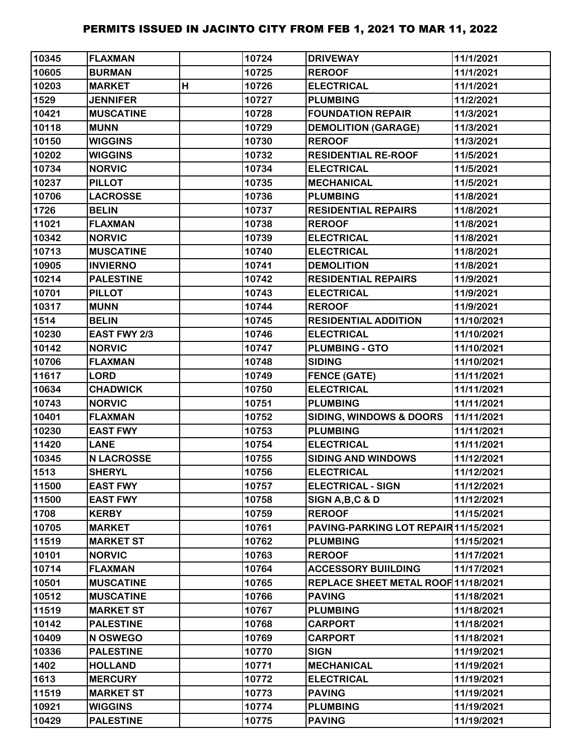# PERMITS ISSUED IN JACINTO CITY FROM FEB 1, 2021 TO MAR 11, 2022

| | | | | | |
|---|---|---|---|---|---|
| 10345 | FLAXMAN | | 10724 | DRIVEWAY | 11/1/2021 |
| 10605 | BURMAN | | 10725 | REROOF | 11/1/2021 |
| 10203 | MARKET | H | 10726 | ELECTRICAL | 11/1/2021 |
| 1529 | JENNIFER | | 10727 | PLUMBING | 11/2/2021 |
| 10421 | MUSCATINE | | 10728 | FOUNDATION REPAIR | 11/3/2021 |
| 10118 | MUNN | | 10729 | DEMOLITION (GARAGE) | 11/3/2021 |
| 10150 | WIGGINS | | 10730 | REROOF | 11/3/2021 |
| 10202 | WIGGINS | | 10732 | RESIDENTIAL RE-ROOF | 11/5/2021 |
| 10734 | NORVIC | | 10734 | ELECTRICAL | 11/5/2021 |
| 10237 | PILLOT | | 10735 | MECHANICAL | 11/5/2021 |
| 10706 | LACROSSE | | 10736 | PLUMBING | 11/8/2021 |
| 1726 | BELIN | | 10737 | RESIDENTIAL REPAIRS | 11/8/2021 |
| 11021 | FLAXMAN | | 10738 | REROOF | 11/8/2021 |
| 10342 | NORVIC | | 10739 | ELECTRICAL | 11/8/2021 |
| 10713 | MUSCATINE | | 10740 | ELECTRICAL | 11/8/2021 |
| 10905 | INVIERNO | | 10741 | DEMOLITION | 11/8/2021 |
| 10214 | PALESTINE | | 10742 | RESIDENTIAL REPAIRS | 11/9/2021 |
| 10701 | PILLOT | | 10743 | ELECTRICAL | 11/9/2021 |
| 10317 | MUNN | | 10744 | REROOF | 11/9/2021 |
| 1514 | BELIN | | 10745 | RESIDENTIAL ADDITION | 11/10/2021 |
| 10230 | EAST FWY 2/3 | | 10746 | ELECTRICAL | 11/10/2021 |
| 10142 | NORVIC | | 10747 | PLUMBING - GTO | 11/10/2021 |
| 10706 | FLAXMAN | | 10748 | SIDING | 11/10/2021 |
| 11617 | LORD | | 10749 | FENCE (GATE) | 11/11/2021 |
| 10634 | CHADWICK | | 10750 | ELECTRICAL | 11/11/2021 |
| 10743 | NORVIC | | 10751 | PLUMBING | 11/11/2021 |
| 10401 | FLAXMAN | | 10752 | SIDING, WINDOWS & DOORS | 11/11/2021 |
| 10230 | EAST FWY | | 10753 | PLUMBING | 11/11/2021 |
| 11420 | LANE | | 10754 | ELECTRICAL | 11/11/2021 |
| 10345 | N LACROSSE | | 10755 | SIDING AND WINDOWS | 11/12/2021 |
| 1513 | SHERYL | | 10756 | ELECTRICAL | 11/12/2021 |
| 11500 | EAST FWY | | 10757 | ELECTRICAL - SIGN | 11/12/2021 |
| 11500 | EAST FWY | | 10758 | SIGN A,B,C & D | 11/12/2021 |
| 1708 | KERBY | | 10759 | REROOF | 11/15/2021 |
| 10705 | MARKET | | 10761 | PAVING-PARKING LOT REPAIR | 11/15/2021 |
| 11519 | MARKET ST | | 10762 | PLUMBING | 11/15/2021 |
| 10101 | NORVIC | | 10763 | REROOF | 11/17/2021 |
| 10714 | FLAXMAN | | 10764 | ACCESSORY BUIILDING | 11/17/2021 |
| 10501 | MUSCATINE | | 10765 | REPLACE SHEET METAL ROOF | 11/18/2021 |
| 10512 | MUSCATINE | | 10766 | PAVING | 11/18/2021 |
| 11519 | MARKET ST | | 10767 | PLUMBING | 11/18/2021 |
| 10142 | PALESTINE | | 10768 | CARPORT | 11/18/2021 |
| 10409 | N OSWEGO | | 10769 | CARPORT | 11/18/2021 |
| 10336 | PALESTINE | | 10770 | SIGN | 11/19/2021 |
| 1402 | HOLLAND | | 10771 | MECHANICAL | 11/19/2021 |
| 1613 | MERCURY | | 10772 | ELECTRICAL | 11/19/2021 |
| 11519 | MARKET ST | | 10773 | PAVING | 11/19/2021 |
| 10921 | WIGGINS | | 10774 | PLUMBING | 11/19/2021 |
| 10429 | PALESTINE | | 10775 | PAVING | 11/19/2021 |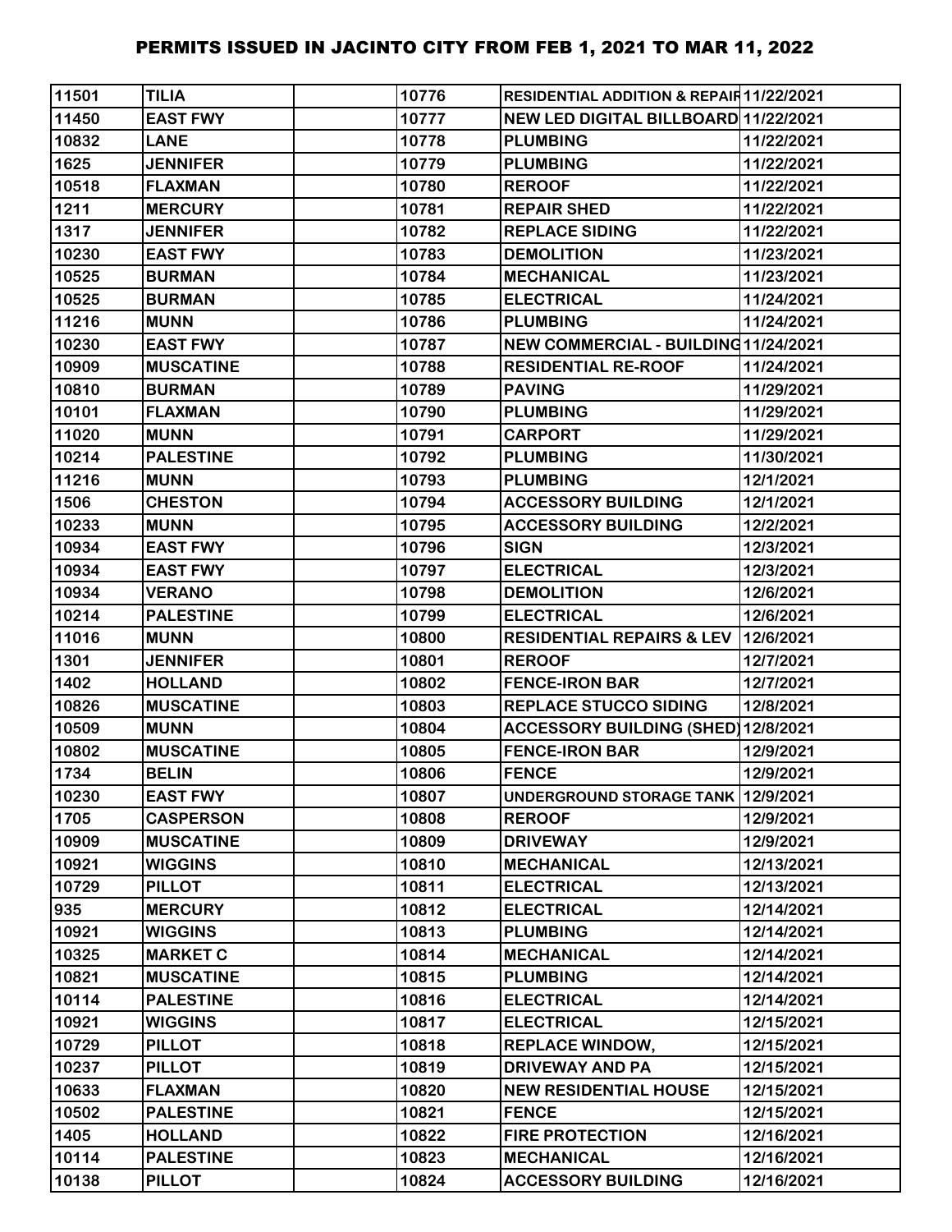# PERMITS ISSUED IN JACINTO CITY FROM FEB 1, 2021 TO MAR 11, 2022

| | | | | | |
|---|---|---|---|---|---|
| 11501 | TILIA | | 10776 | RESIDENTIAL ADDITION & REPAIR | 11/22/2021 |
| 11450 | EAST FWY | | 10777 | NEW LED DIGITAL BILLBOARD | 11/22/2021 |
| 10832 | LANE | | 10778 | PLUMBING | 11/22/2021 |
| 1625 | JENNIFER | | 10779 | PLUMBING | 11/22/2021 |
| 10518 | FLAXMAN | | 10780 | REROOF | 11/22/2021 |
| 1211 | MERCURY | | 10781 | REPAIR SHED | 11/22/2021 |
| 1317 | JENNIFER | | 10782 | REPLACE SIDING | 11/22/2021 |
| 10230 | EAST FWY | | 10783 | DEMOLITION | 11/23/2021 |
| 10525 | BURMAN | | 10784 | MECHANICAL | 11/23/2021 |
| 10525 | BURMAN | | 10785 | ELECTRICAL | 11/24/2021 |
| 11216 | MUNN | | 10786 | PLUMBING | 11/24/2021 |
| 10230 | EAST FWY | | 10787 | NEW COMMERCIAL - BUILDING | 11/24/2021 |
| 10909 | MUSCATINE | | 10788 | RESIDENTIAL RE-ROOF | 11/24/2021 |
| 10810 | BURMAN | | 10789 | PAVING | 11/29/2021 |
| 10101 | FLAXMAN | | 10790 | PLUMBING | 11/29/2021 |
| 11020 | MUNN | | 10791 | CARPORT | 11/29/2021 |
| 10214 | PALESTINE | | 10792 | PLUMBING | 11/30/2021 |
| 11216 | MUNN | | 10793 | PLUMBING | 12/1/2021 |
| 1506 | CHESTON | | 10794 | ACCESSORY BUILDING | 12/1/2021 |
| 10233 | MUNN | | 10795 | ACCESSORY BUILDING | 12/2/2021 |
| 10934 | EAST FWY | | 10796 | SIGN | 12/3/2021 |
| 10934 | EAST FWY | | 10797 | ELECTRICAL | 12/3/2021 |
| 10934 | VERANO | | 10798 | DEMOLITION | 12/6/2021 |
| 10214 | PALESTINE | | 10799 | ELECTRICAL | 12/6/2021 |
| 11016 | MUNN | | 10800 | RESIDENTIAL REPAIRS & LEV | 12/6/2021 |
| 1301 | JENNIFER | | 10801 | REROOF | 12/7/2021 |
| 1402 | HOLLAND | | 10802 | FENCE-IRON BAR | 12/7/2021 |
| 10826 | MUSCATINE | | 10803 | REPLACE STUCCO SIDING | 12/8/2021 |
| 10509 | MUNN | | 10804 | ACCESSORY BUILDING (SHED) | 12/8/2021 |
| 10802 | MUSCATINE | | 10805 | FENCE-IRON BAR | 12/9/2021 |
| 1734 | BELIN | | 10806 | FENCE | 12/9/2021 |
| 10230 | EAST FWY | | 10807 | UNDERGROUND STORAGE TANK | 12/9/2021 |
| 1705 | CASPERSON | | 10808 | REROOF | 12/9/2021 |
| 10909 | MUSCATINE | | 10809 | DRIVEWAY | 12/9/2021 |
| 10921 | WIGGINS | | 10810 | MECHANICAL | 12/13/2021 |
| 10729 | PILLOT | | 10811 | ELECTRICAL | 12/13/2021 |
| 935 | MERCURY | | 10812 | ELECTRICAL | 12/14/2021 |
| 10921 | WIGGINS | | 10813 | PLUMBING | 12/14/2021 |
| 10325 | MARKET C | | 10814 | MECHANICAL | 12/14/2021 |
| 10821 | MUSCATINE | | 10815 | PLUMBING | 12/14/2021 |
| 10114 | PALESTINE | | 10816 | ELECTRICAL | 12/14/2021 |
| 10921 | WIGGINS | | 10817 | ELECTRICAL | 12/15/2021 |
| 10729 | PILLOT | | 10818 | REPLACE WINDOW, | 12/15/2021 |
| 10237 | PILLOT | | 10819 | DRIVEWAY AND PA | 12/15/2021 |
| 10633 | FLAXMAN | | 10820 | NEW RESIDENTIAL HOUSE | 12/15/2021 |
| 10502 | PALESTINE | | 10821 | FENCE | 12/15/2021 |
| 1405 | HOLLAND | | 10822 | FIRE PROTECTION | 12/16/2021 |
| 10114 | PALESTINE | | 10823 | MECHANICAL | 12/16/2021 |
| 10138 | PILLOT | | 10824 | ACCESSORY BUILDING | 12/16/2021 |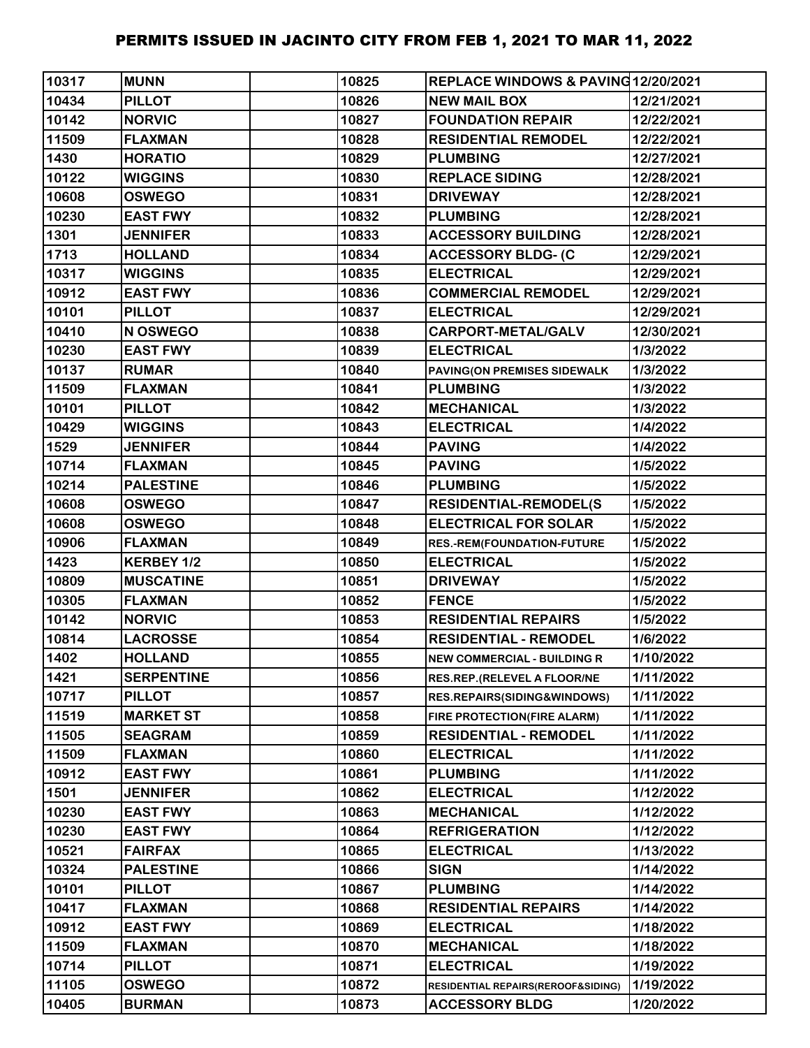# PERMITS ISSUED IN JACINTO CITY FROM FEB 1, 2021 TO MAR 11, 2022

| | | | | | |
|---|---|---|---|---|---|
| 10317 | MUNN | | 10825 | REPLACE WINDOWS & PAVING | 12/20/2021 |
| 10434 | PILLOT | | 10826 | NEW MAIL BOX | 12/21/2021 |
| 10142 | NORVIC | | 10827 | FOUNDATION REPAIR | 12/22/2021 |
| 11509 | FLAXMAN | | 10828 | RESIDENTIAL REMODEL | 12/22/2021 |
| 1430 | HORATIO | | 10829 | PLUMBING | 12/27/2021 |
| 10122 | WIGGINS | | 10830 | REPLACE SIDING | 12/28/2021 |
| 10608 | OSWEGO | | 10831 | DRIVEWAY | 12/28/2021 |
| 10230 | EAST FWY | | 10832 | PLUMBING | 12/28/2021 |
| 1301 | JENNIFER | | 10833 | ACCESSORY BUILDING | 12/28/2021 |
| 1713 | HOLLAND | | 10834 | ACCESSORY BLDG- (C | 12/29/2021 |
| 10317 | WIGGINS | | 10835 | ELECTRICAL | 12/29/2021 |
| 10912 | EAST FWY | | 10836 | COMMERCIAL REMODEL | 12/29/2021 |
| 10101 | PILLOT | | 10837 | ELECTRICAL | 12/29/2021 |
| 10410 | N OSWEGO | | 10838 | CARPORT-METAL/GALV | 12/30/2021 |
| 10230 | EAST FWY | | 10839 | ELECTRICAL | 1/3/2022 |
| 10137 | RUMAR | | 10840 | PAVING(ON PREMISES SIDEWALK | 1/3/2022 |
| 11509 | FLAXMAN | | 10841 | PLUMBING | 1/3/2022 |
| 10101 | PILLOT | | 10842 | MECHANICAL | 1/3/2022 |
| 10429 | WIGGINS | | 10843 | ELECTRICAL | 1/4/2022 |
| 1529 | JENNIFER | | 10844 | PAVING | 1/4/2022 |
| 10714 | FLAXMAN | | 10845 | PAVING | 1/5/2022 |
| 10214 | PALESTINE | | 10846 | PLUMBING | 1/5/2022 |
| 10608 | OSWEGO | | 10847 | RESIDENTIAL-REMODEL(S | 1/5/2022 |
| 10608 | OSWEGO | | 10848 | ELECTRICAL FOR SOLAR | 1/5/2022 |
| 10906 | FLAXMAN | | 10849 | RES.-REM(FOUNDATION-FUTURE | 1/5/2022 |
| 1423 | KERBEY 1/2 | | 10850 | ELECTRICAL | 1/5/2022 |
| 10809 | MUSCATINE | | 10851 | DRIVEWAY | 1/5/2022 |
| 10305 | FLAXMAN | | 10852 | FENCE | 1/5/2022 |
| 10142 | NORVIC | | 10853 | RESIDENTIAL REPAIRS | 1/5/2022 |
| 10814 | LACROSSE | | 10854 | RESIDENTIAL - REMODEL | 1/6/2022 |
| 1402 | HOLLAND | | 10855 | NEW COMMERCIAL - BUILDING R | 1/10/2022 |
| 1421 | SERPENTINE | | 10856 | RES.REP.(RELEVEL A FLOOR/NE | 1/11/2022 |
| 10717 | PILLOT | | 10857 | RES.REPAIRS(SIDING&WINDOWS) | 1/11/2022 |
| 11519 | MARKET ST | | 10858 | FIRE PROTECTION(FIRE ALARM) | 1/11/2022 |
| 11505 | SEAGRAM | | 10859 | RESIDENTIAL - REMODEL | 1/11/2022 |
| 11509 | FLAXMAN | | 10860 | ELECTRICAL | 1/11/2022 |
| 10912 | EAST FWY | | 10861 | PLUMBING | 1/11/2022 |
| 1501 | JENNIFER | | 10862 | ELECTRICAL | 1/12/2022 |
| 10230 | EAST FWY | | 10863 | MECHANICAL | 1/12/2022 |
| 10230 | EAST FWY | | 10864 | REFRIGERATION | 1/12/2022 |
| 10521 | FAIRFAX | | 10865 | ELECTRICAL | 1/13/2022 |
| 10324 | PALESTINE | | 10866 | SIGN | 1/14/2022 |
| 10101 | PILLOT | | 10867 | PLUMBING | 1/14/2022 |
| 10417 | FLAXMAN | | 10868 | RESIDENTIAL REPAIRS | 1/14/2022 |
| 10912 | EAST FWY | | 10869 | ELECTRICAL | 1/18/2022 |
| 11509 | FLAXMAN | | 10870 | MECHANICAL | 1/18/2022 |
| 10714 | PILLOT | | 10871 | ELECTRICAL | 1/19/2022 |
| 11105 | OSWEGO | | 10872 | RESIDENTIAL REPAIRS(REROOF&SIDING) | 1/19/2022 |
| 10405 | BURMAN | | 10873 | ACCESSORY BLDG | 1/20/2022 |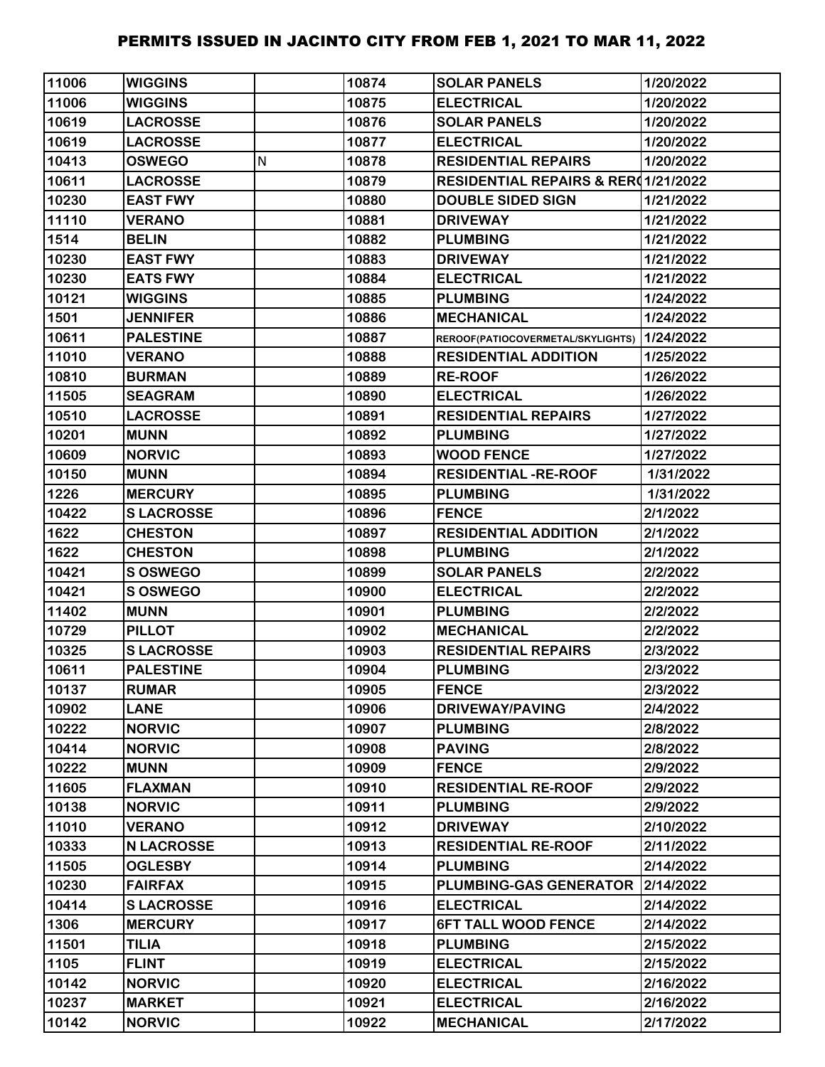# PERMITS ISSUED IN JACINTO CITY FROM FEB 1, 2021 TO MAR 11, 2022

| | | | | | |
|---|---|---|---|---|---|
| 11006 | WIGGINS | | 10874 | SOLAR PANELS | 1/20/2022 |
| 11006 | WIGGINS | | 10875 | ELECTRICAL | 1/20/2022 |
| 10619 | LACROSSE | | 10876 | SOLAR PANELS | 1/20/2022 |
| 10619 | LACROSSE | | 10877 | ELECTRICAL | 1/20/2022 |
| 10413 | OSWEGO | N | 10878 | RESIDENTIAL REPAIRS | 1/20/2022 |
| 10611 | LACROSSE | | 10879 | RESIDENTIAL REPAIRS & RERO | 1/21/2022 |
| 10230 | EAST FWY | | 10880 | DOUBLE SIDED SIGN | 1/21/2022 |
| 11110 | VERANO | | 10881 | DRIVEWAY | 1/21/2022 |
| 1514 | BELIN | | 10882 | PLUMBING | 1/21/2022 |
| 10230 | EAST FWY | | 10883 | DRIVEWAY | 1/21/2022 |
| 10230 | EATS FWY | | 10884 | ELECTRICAL | 1/21/2022 |
| 10121 | WIGGINS | | 10885 | PLUMBING | 1/24/2022 |
| 1501 | JENNIFER | | 10886 | MECHANICAL | 1/24/2022 |
| 10611 | PALESTINE | | 10887 | REROOF(PATIOCOVERMETAL/SKYLIGHTS) | 1/24/2022 |
| 11010 | VERANO | | 10888 | RESIDENTIAL ADDITION | 1/25/2022 |
| 10810 | BURMAN | | 10889 | RE-ROOF | 1/26/2022 |
| 11505 | SEAGRAM | | 10890 | ELECTRICAL | 1/26/2022 |
| 10510 | LACROSSE | | 10891 | RESIDENTIAL REPAIRS | 1/27/2022 |
| 10201 | MUNN | | 10892 | PLUMBING | 1/27/2022 |
| 10609 | NORVIC | | 10893 | WOOD FENCE | 1/27/2022 |
| 10150 | MUNN | | 10894 | RESIDENTIAL -RE-ROOF | 1/31/2022 |
| 1226 | MERCURY | | 10895 | PLUMBING | 1/31/2022 |
| 10422 | S LACROSSE | | 10896 | FENCE | 2/1/2022 |
| 1622 | CHESTON | | 10897 | RESIDENTIAL ADDITION | 2/1/2022 |
| 1622 | CHESTON | | 10898 | PLUMBING | 2/1/2022 |
| 10421 | S OSWEGO | | 10899 | SOLAR PANELS | 2/2/2022 |
| 10421 | S OSWEGO | | 10900 | ELECTRICAL | 2/2/2022 |
| 11402 | MUNN | | 10901 | PLUMBING | 2/2/2022 |
| 10729 | PILLOT | | 10902 | MECHANICAL | 2/2/2022 |
| 10325 | S LACROSSE | | 10903 | RESIDENTIAL REPAIRS | 2/3/2022 |
| 10611 | PALESTINE | | 10904 | PLUMBING | 2/3/2022 |
| 10137 | RUMAR | | 10905 | FENCE | 2/3/2022 |
| 10902 | LANE | | 10906 | DRIVEWAY/PAVING | 2/4/2022 |
| 10222 | NORVIC | | 10907 | PLUMBING | 2/8/2022 |
| 10414 | NORVIC | | 10908 | PAVING | 2/8/2022 |
| 10222 | MUNN | | 10909 | FENCE | 2/9/2022 |
| 11605 | FLAXMAN | | 10910 | RESIDENTIAL RE-ROOF | 2/9/2022 |
| 10138 | NORVIC | | 10911 | PLUMBING | 2/9/2022 |
| 11010 | VERANO | | 10912 | DRIVEWAY | 2/10/2022 |
| 10333 | N LACROSSE | | 10913 | RESIDENTIAL RE-ROOF | 2/11/2022 |
| 11505 | OGLESBY | | 10914 | PLUMBING | 2/14/2022 |
| 10230 | FAIRFAX | | 10915 | PLUMBING-GAS GENERATOR | 2/14/2022 |
| 10414 | S LACROSSE | | 10916 | ELECTRICAL | 2/14/2022 |
| 1306 | MERCURY | | 10917 | 6FT TALL WOOD FENCE | 2/14/2022 |
| 11501 | TILIA | | 10918 | PLUMBING | 2/15/2022 |
| 1105 | FLINT | | 10919 | ELECTRICAL | 2/15/2022 |
| 10142 | NORVIC | | 10920 | ELECTRICAL | 2/16/2022 |
| 10237 | MARKET | | 10921 | ELECTRICAL | 2/16/2022 |
| 10142 | NORVIC | | 10922 | MECHANICAL | 2/17/2022 |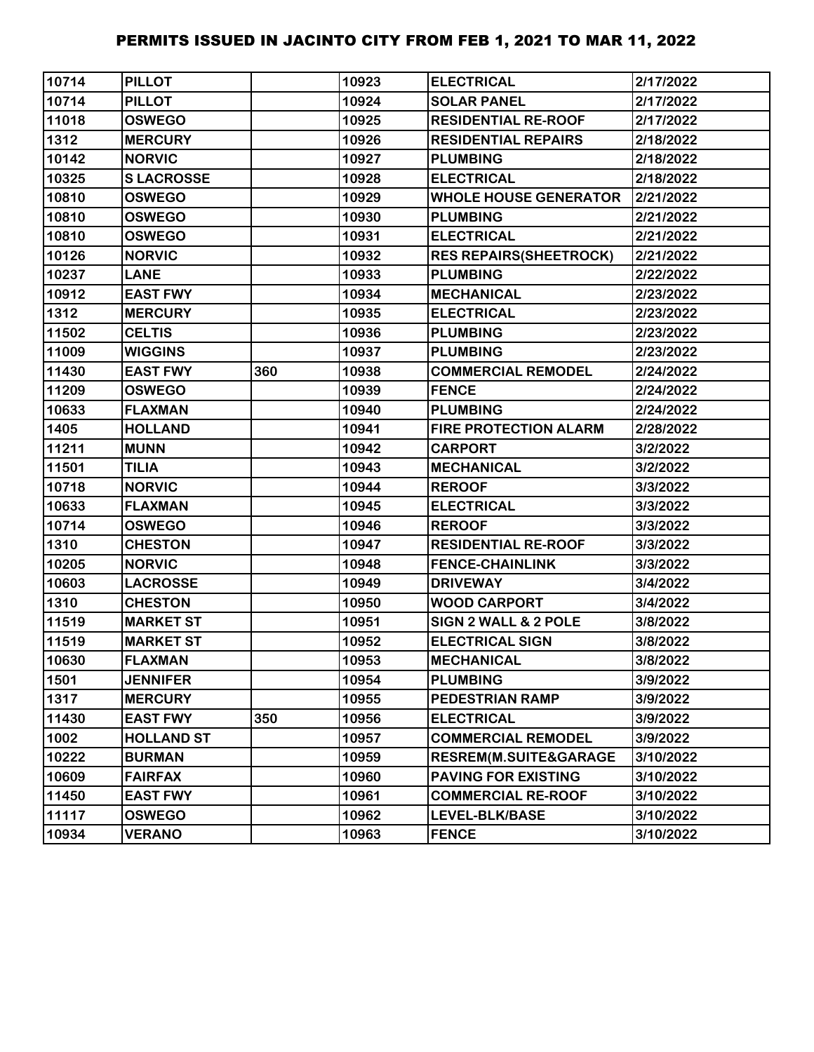| | | | | | |
|---|---|---|---|---|---|
| 10714 | PILLOT | | 10923 | ELECTRICAL | 2/17/2022 |
| 10714 | PILLOT | | 10924 | SOLAR PANEL | 2/17/2022 |
| 11018 | OSWEGO | | 10925 | RESIDENTIAL RE-ROOF | 2/17/2022 |
| 1312 | MERCURY | | 10926 | RESIDENTIAL REPAIRS | 2/18/2022 |
| 10142 | NORVIC | | 10927 | PLUMBING | 2/18/2022 |
| 10325 | S LACROSSE | | 10928 | ELECTRICAL | 2/18/2022 |
| 10810 | OSWEGO | | 10929 | WHOLE HOUSE GENERATOR | 2/21/2022 |
| 10810 | OSWEGO | | 10930 | PLUMBING | 2/21/2022 |
| 10810 | OSWEGO | | 10931 | ELECTRICAL | 2/21/2022 |
| 10126 | NORVIC | | 10932 | RES REPAIRS(SHEETROCK) | 2/21/2022 |
| 10237 | LANE | | 10933 | PLUMBING | 2/22/2022 |
| 10912 | EAST FWY | | 10934 | MECHANICAL | 2/23/2022 |
| 1312 | MERCURY | | 10935 | ELECTRICAL | 2/23/2022 |
| 11502 | CELTIS | | 10936 | PLUMBING | 2/23/2022 |
| 11009 | WIGGINS | | 10937 | PLUMBING | 2/23/2022 |
| 11430 | EAST FWY | 360 | 10938 | COMMERCIAL REMODEL | 2/24/2022 |
| 11209 | OSWEGO | | 10939 | FENCE | 2/24/2022 |
| 10633 | FLAXMAN | | 10940 | PLUMBING | 2/24/2022 |
| 1405 | HOLLAND | | 10941 | FIRE PROTECTION ALARM | 2/28/2022 |
| 11211 | MUNN | | 10942 | CARPORT | 3/2/2022 |
| 11501 | TILIA | | 10943 | MECHANICAL | 3/2/2022 |
| 10718 | NORVIC | | 10944 | REROOF | 3/3/2022 |
| 10633 | FLAXMAN | | 10945 | ELECTRICAL | 3/3/2022 |
| 10714 | OSWEGO | | 10946 | REROOF | 3/3/2022 |
| 1310 | CHESTON | | 10947 | RESIDENTIAL RE-ROOF | 3/3/2022 |
| 10205 | NORVIC | | 10948 | FENCE-CHAINLINK | 3/3/2022 |
| 10603 | LACROSSE | | 10949 | DRIVEWAY | 3/4/2022 |
| 1310 | CHESTON | | 10950 | WOOD CARPORT | 3/4/2022 |
| 11519 | MARKET ST | | 10951 | SIGN 2 WALL & 2 POLE | 3/8/2022 |
| 11519 | MARKET ST | | 10952 | ELECTRICAL SIGN | 3/8/2022 |
| 10630 | FLAXMAN | | 10953 | MECHANICAL | 3/8/2022 |
| 1501 | JENNIFER | | 10954 | PLUMBING | 3/9/2022 |
| 1317 | MERCURY | | 10955 | PEDESTRIAN RAMP | 3/9/2022 |
| 11430 | EAST FWY | 350 | 10956 | ELECTRICAL | 3/9/2022 |
| 1002 | HOLLAND ST | | 10957 | COMMERCIAL REMODEL | 3/9/2022 |
| 10222 | BURMAN | | 10959 | RESREM(M.SUITE&GARAGE | 3/10/2022 |
| 10609 | FAIRFAX | | 10960 | PAVING FOR EXISTING | 3/10/2022 |
| 11450 | EAST FWY | | 10961 | COMMERCIAL RE-ROOF | 3/10/2022 |
| 11117 | OSWEGO | | 10962 | LEVEL-BLK/BASE | 3/10/2022 |
| 10934 | VERANO | | 10963 | FENCE | 3/10/2022 |